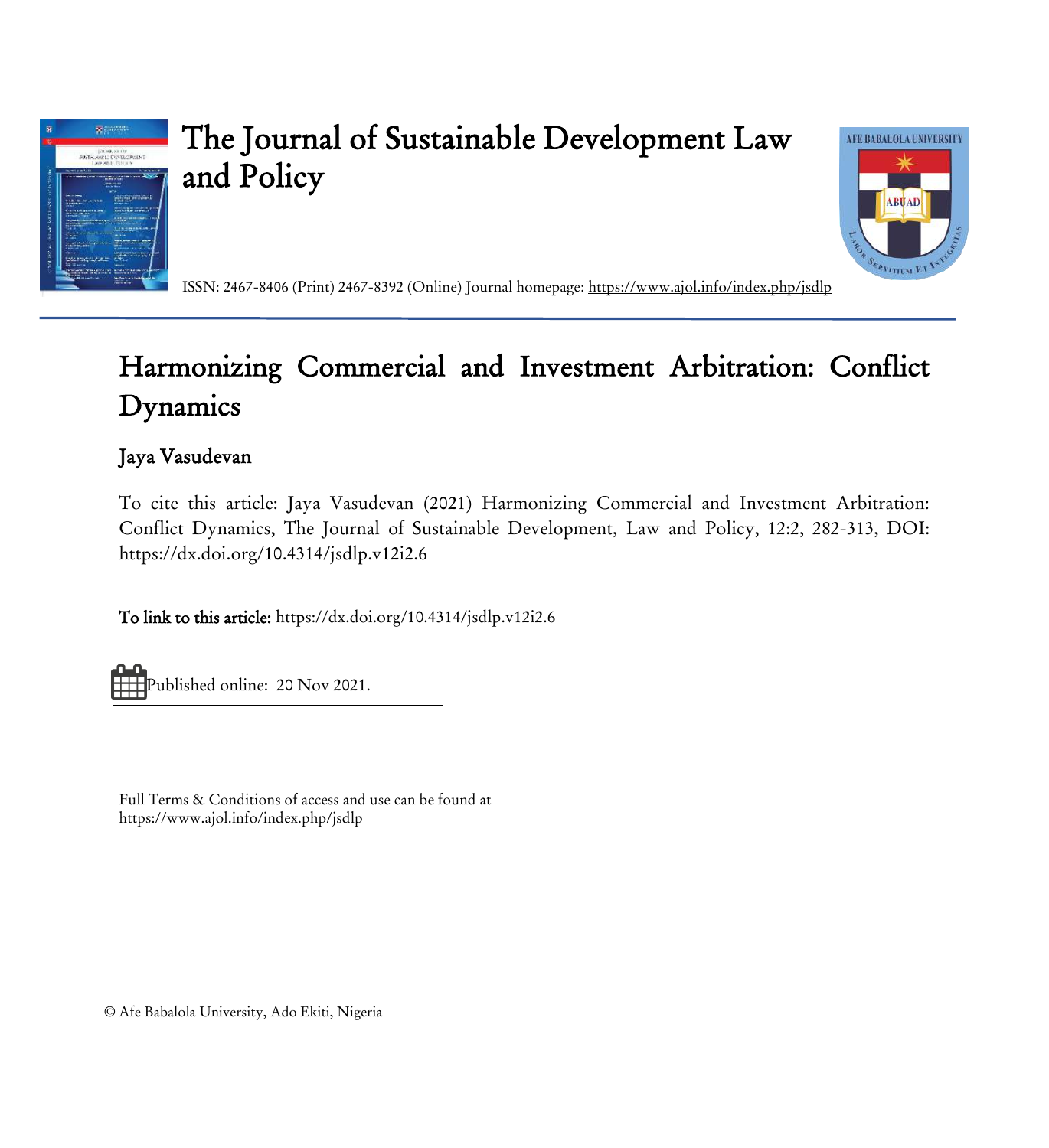# The Journal of Sustainable Development Law and Policy

ISSN: 2467-8406 (Print) 2467-8392 (Online) Journal homepage: https://www.ajol.info/index.php/jsdlp

## Harmonizing Commercial and Investment Arbitration: Conflict Dynamics

**Jaya Vasudevan**

To cite this article: Jaya Vasudevan (2021) Harmonizing Commercial and Investment Arbitration: Conflict Dynamics, The Journal of Sustainable Development, Law and Policy, 12:2, 282-313, DOI: https://dx.doi.org/10.4314/jsdlp.v12i2.6

**To link to this article:** https://dx.doi.org/10.4314/jsdlp.v12i2.6

Published online: 20 Nov 2021.

Full Terms & Conditions of access and use can be found at https://www.ajol.info/index.php/jsdlp

© Afe Babalola University, Ado Ekiti, Nigeria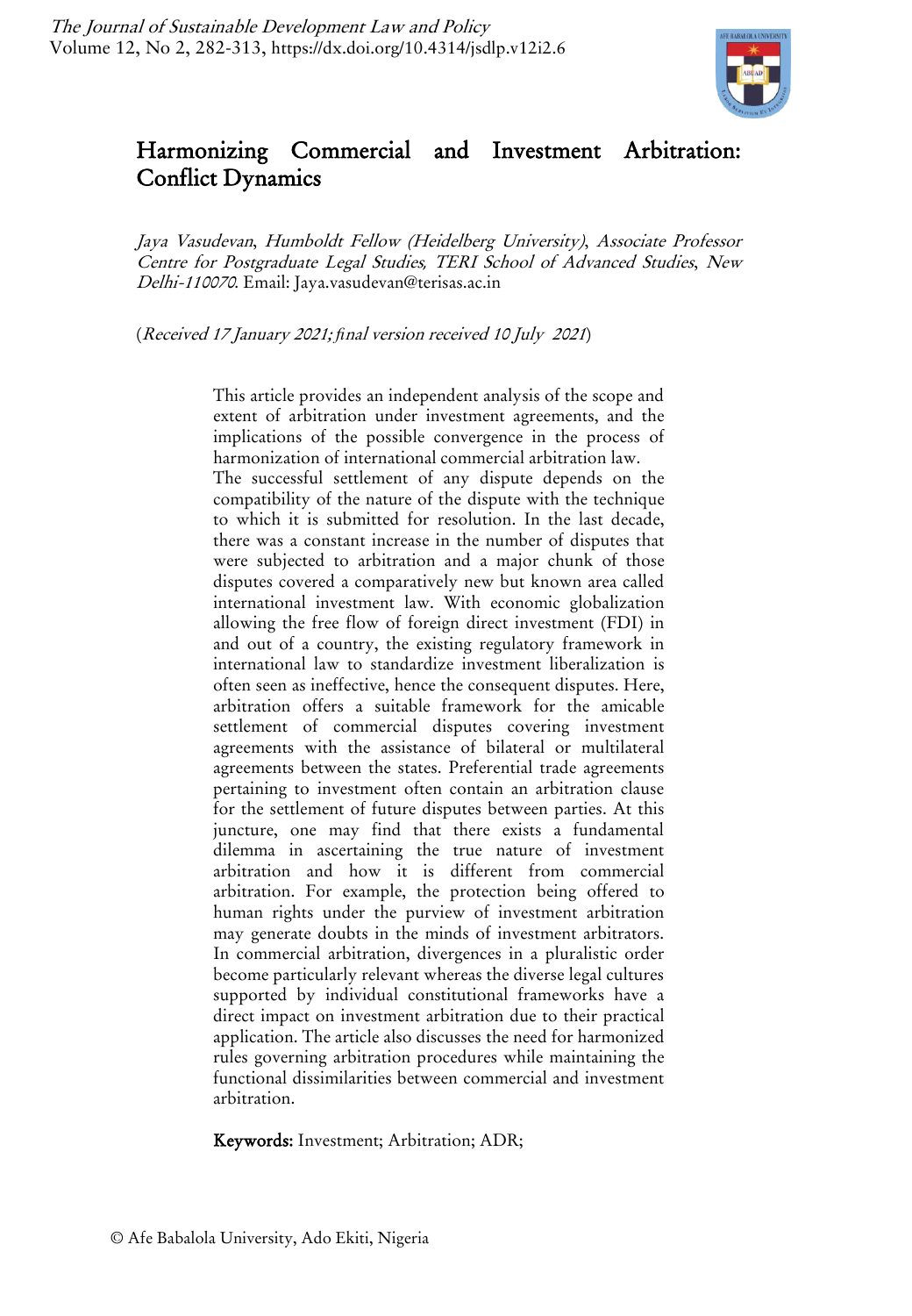# Harmonizing Commercial and Investment Arbitration: Conflict Dynamics

*Jaya Vasudevan, Humboldt Fellow (Heidelberg University), Associate Professor Centre for Postgraduate Legal Studies, TERI School of Advanced Studies, New Delhi-110070.* Email: Jaya.vasudevan@terisas.ac.in

(*Received 17 January 2021; final version received 10 July 2021*)

This article provides an independent analysis of the scope and extent of arbitration under investment agreements, and the implications of the possible convergence in the process of harmonization of international commercial arbitration law. The successful settlement of any dispute depends on the compatibility of the nature of the dispute with the technique to which it is submitted for resolution. In the last decade, there was a constant increase in the number of disputes that were subjected to arbitration and a major chunk of those disputes covered a comparatively new but known area called international investment law. With economic globalization allowing the free flow of foreign direct investment (FDI) in and out of a country, the existing regulatory framework in international law to standardize investment liberalization is often seen as ineffective, hence the consequent disputes. Here, arbitration offers a suitable framework for the amicable settlement of commercial disputes covering investment agreements with the assistance of bilateral or multilateral agreements between the states. Preferential trade agreements pertaining to investment often contain an arbitration clause for the settlement of future disputes between parties. At this juncture, one may find that there exists a fundamental dilemma in ascertaining the true nature of investment arbitration and how it is different from commercial arbitration. For example, the protection being offered to human rights under the purview of investment arbitration may generate doubts in the minds of investment arbitrators. In commercial arbitration, divergences in a pluralistic order become particularly relevant whereas the diverse legal cultures supported by individual constitutional frameworks have a direct impact on investment arbitration due to their practical application. The article also discusses the need for harmonized rules governing arbitration procedures while maintaining the functional dissimilarities between commercial and investment arbitration.

**Keywords:** Investment; Arbitration; ADR;

© Afe Babalola University, Ado Ekiti, Nigeria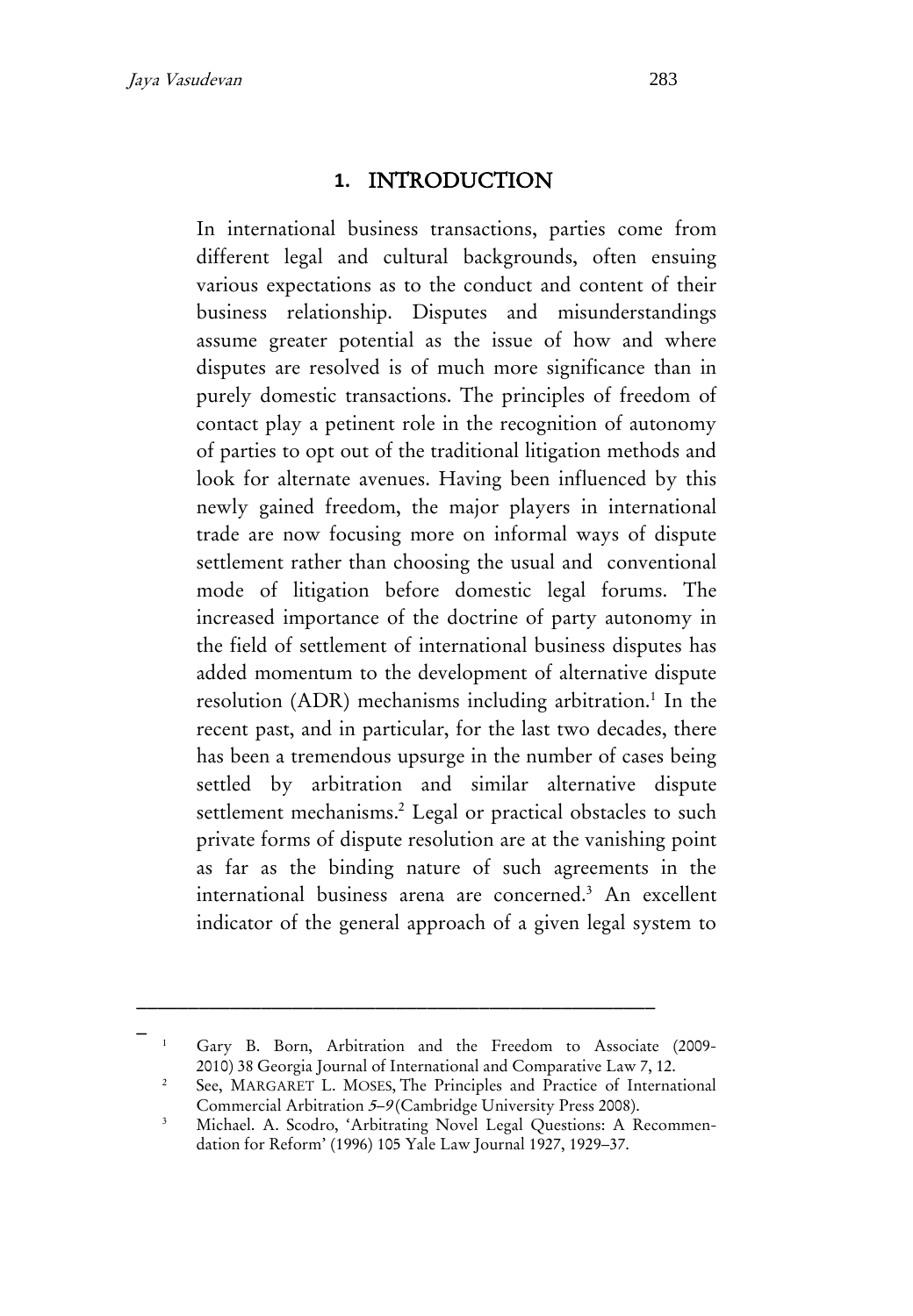## 1. INTRODUCTION

In international business transactions, parties come from different legal and cultural backgrounds, often ensuing various expectations as to the conduct and content of their business relationship. Disputes and misunderstandings assume greater potential as the issue of how and where disputes are resolved is of much more significance than in purely domestic transactions. The principles of freedom of contact play a petinent role in the recognition of autonomy of parties to opt out of the traditional litigation methods and look for alternate avenues. Having been influenced by this newly gained freedom, the major players in international trade are now focusing more on informal ways of dispute settlement rather than choosing the usual and conventional mode of litigation before domestic legal forums. The increased importance of the doctrine of party autonomy in the field of settlement of international business disputes has added momentum to the development of alternative dispute resolution (ADR) mechanisms including arbitration.[1] In the recent past, and in particular, for the last two decades, there has been a tremendous upsurge in the number of cases being settled by arbitration and similar alternative dispute settlement mechanisms.[2] Legal or practical obstacles to such private forms of dispute resolution are at the vanishing point as far as the binding nature of such agreements in the international business arena are concerned.[3] An excellent indicator of the general approach of a given legal system to

---

[1] Gary B. Born, Arbitration and the Freedom to Associate (2009-2010) 38 Georgia Journal of International and Comparative Law 7, 12.

[2] See, MARGARET L. MOSES, The Principles and Practice of International Commercial Arbitration *5–9* (Cambridge University Press 2008).

[3] Michael. A. Scodro, 'Arbitrating Novel Legal Questions: A Recommendation for Reform' (1996) 105 Yale Law Journal 1927, 1929–37.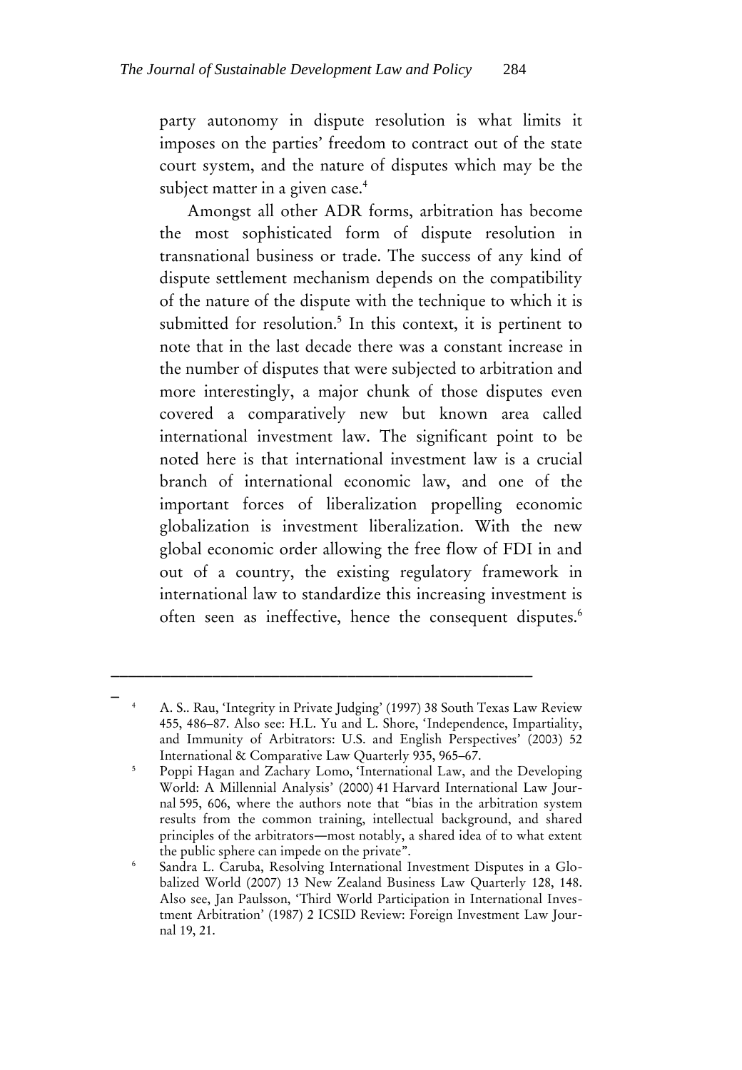party autonomy in dispute resolution is what limits it imposes on the parties' freedom to contract out of the state court system, and the nature of disputes which may be the subject matter in a given case.[4]

Amongst all other ADR forms, arbitration has become the most sophisticated form of dispute resolution in transnational business or trade. The success of any kind of dispute settlement mechanism depends on the compatibility of the nature of the dispute with the technique to which it is submitted for resolution.[5] In this context, it is pertinent to note that in the last decade there was a constant increase in the number of disputes that were subjected to arbitration and more interestingly, a major chunk of those disputes even covered a comparatively new but known area called international investment law. The significant point to be noted here is that international investment law is a crucial branch of international economic law, and one of the important forces of liberalization propelling economic globalization is investment liberalization. With the new global economic order allowing the free flow of FDI in and out of a country, the existing regulatory framework in international law to standardize this increasing investment is often seen as ineffective, hence the consequent disputes.[6]

---

[4] A. S.. Rau, 'Integrity in Private Judging' (1997) 38 South Texas Law Review 455, 486–87. Also see: H.L. Yu and L. Shore, 'Independence, Impartiality, and Immunity of Arbitrators: U.S. and English Perspectives' (2003) 52 International & Comparative Law Quarterly 935, 965–67.

[5] Poppi Hagan and Zachary Lomo, 'International Law, and the Developing World: A Millennial Analysis' (2000) 41 Harvard International Law Journal 595, 606, where the authors note that "bias in the arbitration system results from the common training, intellectual background, and shared principles of the arbitrators—most notably, a shared idea of to what extent the public sphere can impede on the private".

[6] Sandra L. Caruba, Resolving International Investment Disputes in a Globalized World (2007) 13 New Zealand Business Law Quarterly 128, 148. Also see, Jan Paulsson, 'Third World Participation in International Investment Arbitration' (1987) 2 ICSID Review: Foreign Investment Law Journal 19, 21.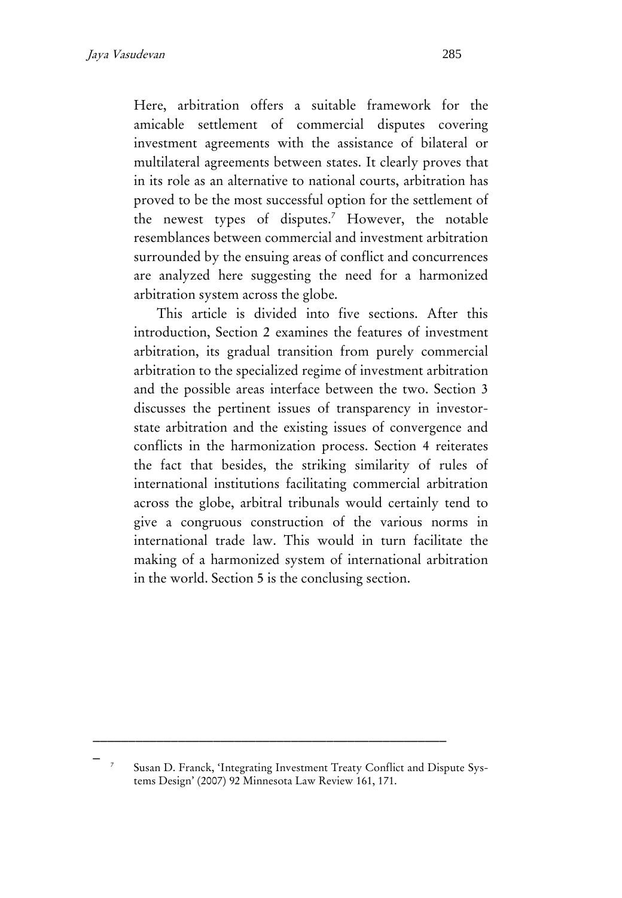Here, arbitration offers a suitable framework for the amicable settlement of commercial disputes covering investment agreements with the assistance of bilateral or multilateral agreements between states. It clearly proves that in its role as an alternative to national courts, arbitration has proved to be the most successful option for the settlement of the newest types of disputes.[7] However, the notable resemblances between commercial and investment arbitration surrounded by the ensuing areas of conflict and concurrences are analyzed here suggesting the need for a harmonized arbitration system across the globe.

This article is divided into five sections. After this introduction, Section 2 examines the features of investment arbitration, its gradual transition from purely commercial arbitration to the specialized regime of investment arbitration and the possible areas interface between the two. Section 3 discusses the pertinent issues of transparency in investor-state arbitration and the existing issues of convergence and conflicts in the harmonization process. Section 4 reiterates the fact that besides, the striking similarity of rules of international institutions facilitating commercial arbitration across the globe, arbitral tribunals would certainly tend to give a congruous construction of the various norms in international trade law. This would in turn facilitate the making of a harmonized system of international arbitration in the world. Section 5 is the conclusing section.

---

[7] Susan D. Franck, 'Integrating Investment Treaty Conflict and Dispute Systems Design' (2007) 92 Minnesota Law Review 161, 171.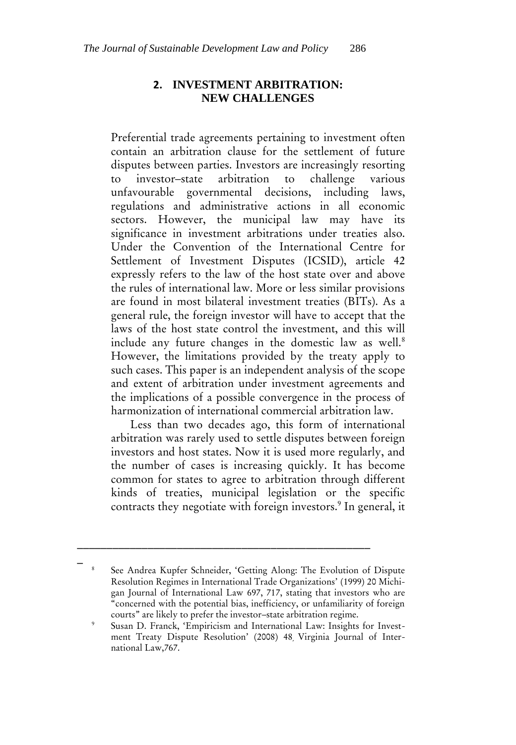## 2. INVESTMENT ARBITRATION: NEW CHALLENGES

Preferential trade agreements pertaining to investment often contain an arbitration clause for the settlement of future disputes between parties. Investors are increasingly resorting to investor–state arbitration to challenge various unfavourable governmental decisions, including laws, regulations and administrative actions in all economic sectors. However, the municipal law may have its significance in investment arbitrations under treaties also. Under the Convention of the International Centre for Settlement of Investment Disputes (ICSID), article 42 expressly refers to the law of the host state over and above the rules of international law. More or less similar provisions are found in most bilateral investment treaties (BITs). As a general rule, the foreign investor will have to accept that the laws of the host state control the investment, and this will include any future changes in the domestic law as well.[8] However, the limitations provided by the treaty apply to such cases. This paper is an independent analysis of the scope and extent of arbitration under investment agreements and the implications of a possible convergence in the process of harmonization of international commercial arbitration law.

Less than two decades ago, this form of international arbitration was rarely used to settle disputes between foreign investors and host states. Now it is used more regularly, and the number of cases is increasing quickly. It has become common for states to agree to arbitration through different kinds of treaties, municipal legislation or the specific contracts they negotiate with foreign investors.[9] In general, it

---

[8] See Andrea Kupfer Schneider, 'Getting Along: The Evolution of Dispute Resolution Regimes in International Trade Organizations' (1999) 20 Michigan Journal of International Law 697, 717, stating that investors who are "concerned with the potential bias, inefficiency, or unfamiliarity of foreign courts" are likely to prefer the investor–state arbitration regime.

[9] Susan D. Franck, 'Empiricism and International Law: Insights for Investment Treaty Dispute Resolution' (2008) 48, Virginia Journal of International Law,767.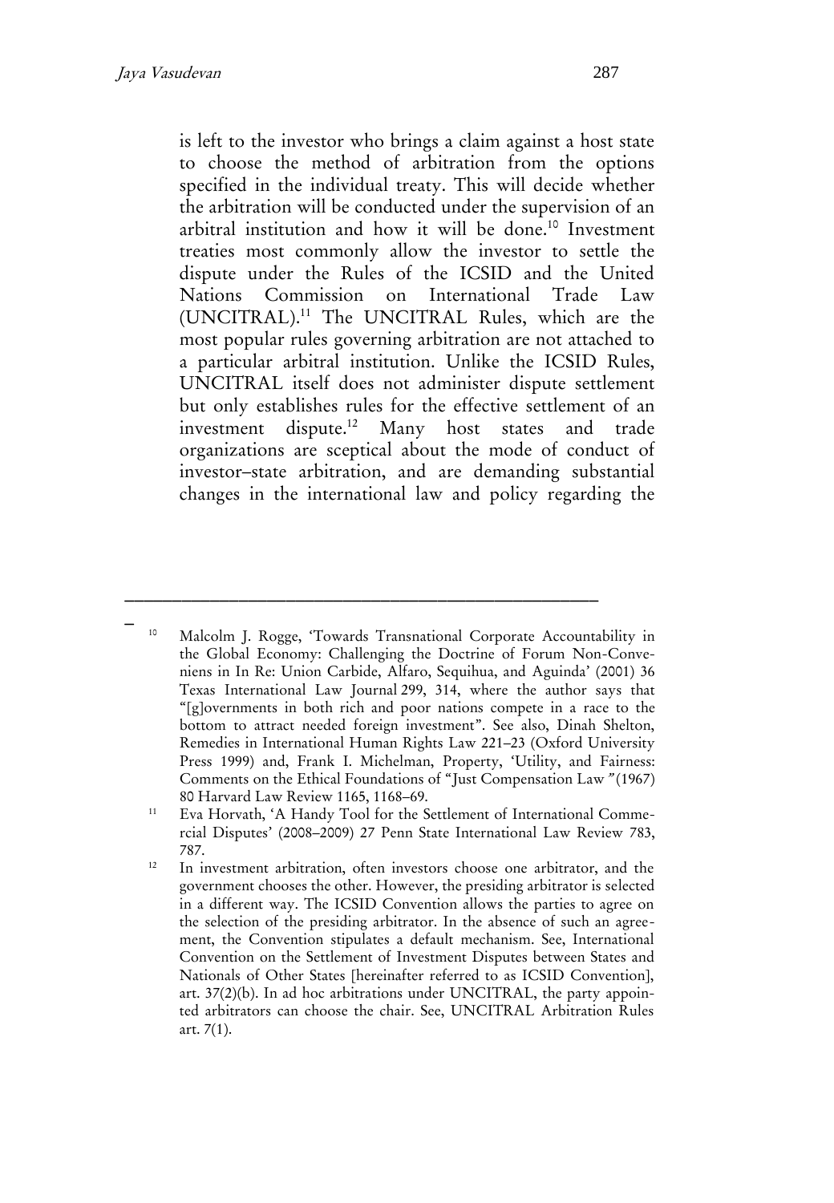is left to the investor who brings a claim against a host state to choose the method of arbitration from the options specified in the individual treaty. This will decide whether the arbitration will be conducted under the supervision of an arbitral institution and how it will be done.[10] Investment treaties most commonly allow the investor to settle the dispute under the Rules of the ICSID and the United Nations Commission on International Trade Law (UNCITRAL).[11] The UNCITRAL Rules, which are the most popular rules governing arbitration are not attached to a particular arbitral institution. Unlike the ICSID Rules, UNCITRAL itself does not administer dispute settlement but only establishes rules for the effective settlement of an investment dispute.[12] Many host states and trade organizations are sceptical about the mode of conduct of investor–state arbitration, and are demanding substantial changes in the international law and policy regarding the

---

[10] Malcolm J. Rogge, 'Towards Transnational Corporate Accountability in the Global Economy: Challenging the Doctrine of Forum Non-Conveniens in In Re: Union Carbide, Alfaro, Sequihua, and Aguinda' (2001) 36 Texas International Law Journal 299, 314, where the author says that "[g]overnments in both rich and poor nations compete in a race to the bottom to attract needed foreign investment". See also, Dinah Shelton, Remedies in International Human Rights Law 221–23 (Oxford University Press 1999) and, Frank I. Michelman, Property, 'Utility, and Fairness: Comments on the Ethical Foundations of "Just Compensation Law" (1967) 80 Harvard Law Review 1165, 1168–69.

[11] Eva Horvath, 'A Handy Tool for the Settlement of International Commercial Disputes' (2008–2009) 27 Penn State International Law Review 783, 787.

[12] In investment arbitration, often investors choose one arbitrator, and the government chooses the other. However, the presiding arbitrator is selected in a different way. The ICSID Convention allows the parties to agree on the selection of the presiding arbitrator. In the absence of such an agreement, the Convention stipulates a default mechanism. See, International Convention on the Settlement of Investment Disputes between States and Nationals of Other States [hereinafter referred to as ICSID Convention], art. 37(2)(b). In ad hoc arbitrations under UNCITRAL, the party appointed arbitrators can choose the chair. See, UNCITRAL Arbitration Rules art. 7(1).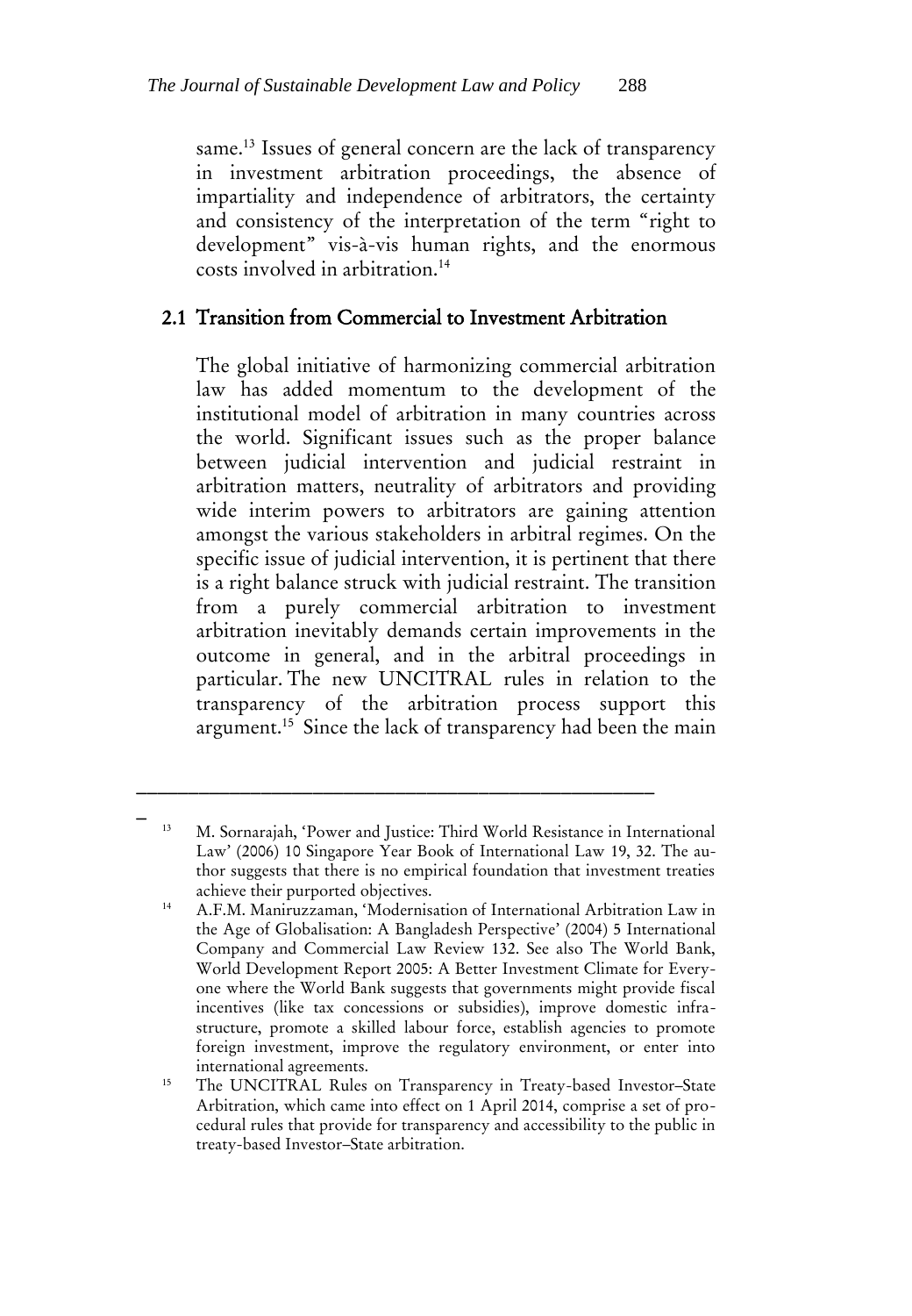same.[13] Issues of general concern are the lack of transparency in investment arbitration proceedings, the absence of impartiality and independence of arbitrators, the certainty and consistency of the interpretation of the term "right to development" vis-à-vis human rights, and the enormous costs involved in arbitration.[14]

## 2.1 Transition from Commercial to Investment Arbitration

The global initiative of harmonizing commercial arbitration law has added momentum to the development of the institutional model of arbitration in many countries across the world. Significant issues such as the proper balance between judicial intervention and judicial restraint in arbitration matters, neutrality of arbitrators and providing wide interim powers to arbitrators are gaining attention amongst the various stakeholders in arbitral regimes. On the specific issue of judicial intervention, it is pertinent that there is a right balance struck with judicial restraint. The transition from a purely commercial arbitration to investment arbitration inevitably demands certain improvements in the outcome in general, and in the arbitral proceedings in particular. The new UNCITRAL rules in relation to the transparency of the arbitration process support this argument.[15] Since the lack of transparency had been the main

---

[13] M. Sornarajah, 'Power and Justice: Third World Resistance in International Law' (2006) 10 Singapore Year Book of International Law 19, 32. The author suggests that there is no empirical foundation that investment treaties achieve their purported objectives.

[14] A.F.M. Maniruzzaman, 'Modernisation of International Arbitration Law in the Age of Globalisation: A Bangladesh Perspective' (2004) 5 International Company and Commercial Law Review 132. See also The World Bank, World Development Report 2005: A Better Investment Climate for Everyone where the World Bank suggests that governments might provide fiscal incentives (like tax concessions or subsidies), improve domestic infrastructure, promote a skilled labour force, establish agencies to promote foreign investment, improve the regulatory environment, or enter into international agreements.

[15] The UNCITRAL Rules on Transparency in Treaty-based Investor–State Arbitration, which came into effect on 1 April 2014, comprise a set of procedural rules that provide for transparency and accessibility to the public in treaty-based Investor–State arbitration.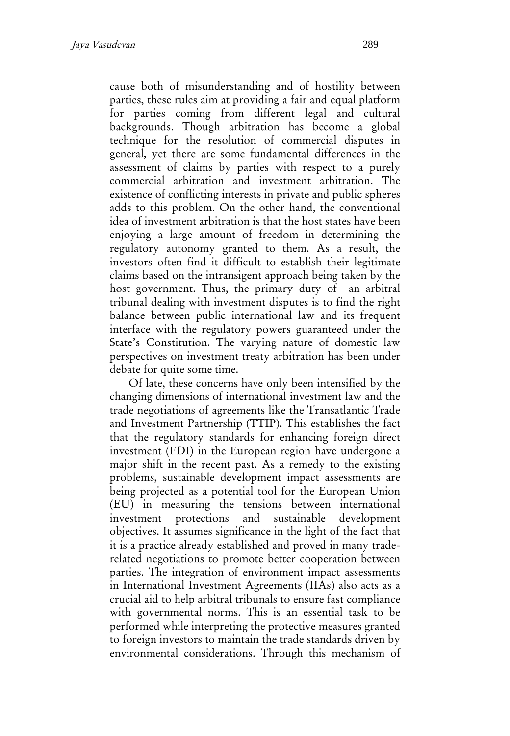cause both of misunderstanding and of hostility between parties, these rules aim at providing a fair and equal platform for parties coming from different legal and cultural backgrounds. Though arbitration has become a global technique for the resolution of commercial disputes in general, yet there are some fundamental differences in the assessment of claims by parties with respect to a purely commercial arbitration and investment arbitration. The existence of conflicting interests in private and public spheres adds to this problem. On the other hand, the conventional idea of investment arbitration is that the host states have been enjoying a large amount of freedom in determining the regulatory autonomy granted to them. As a result, the investors often find it difficult to establish their legitimate claims based on the intransigent approach being taken by the host government. Thus, the primary duty of an arbitral tribunal dealing with investment disputes is to find the right balance between public international law and its frequent interface with the regulatory powers guaranteed under the State's Constitution. The varying nature of domestic law perspectives on investment treaty arbitration has been under debate for quite some time.

Of late, these concerns have only been intensified by the changing dimensions of international investment law and the trade negotiations of agreements like the Transatlantic Trade and Investment Partnership (TTIP). This establishes the fact that the regulatory standards for enhancing foreign direct investment (FDI) in the European region have undergone a major shift in the recent past. As a remedy to the existing problems, sustainable development impact assessments are being projected as a potential tool for the European Union (EU) in measuring the tensions between international investment protections and sustainable development objectives. It assumes significance in the light of the fact that it is a practice already established and proved in many trade-related negotiations to promote better cooperation between parties. The integration of environment impact assessments in International Investment Agreements (IIAs) also acts as a crucial aid to help arbitral tribunals to ensure fast compliance with governmental norms. This is an essential task to be performed while interpreting the protective measures granted to foreign investors to maintain the trade standards driven by environmental considerations. Through this mechanism of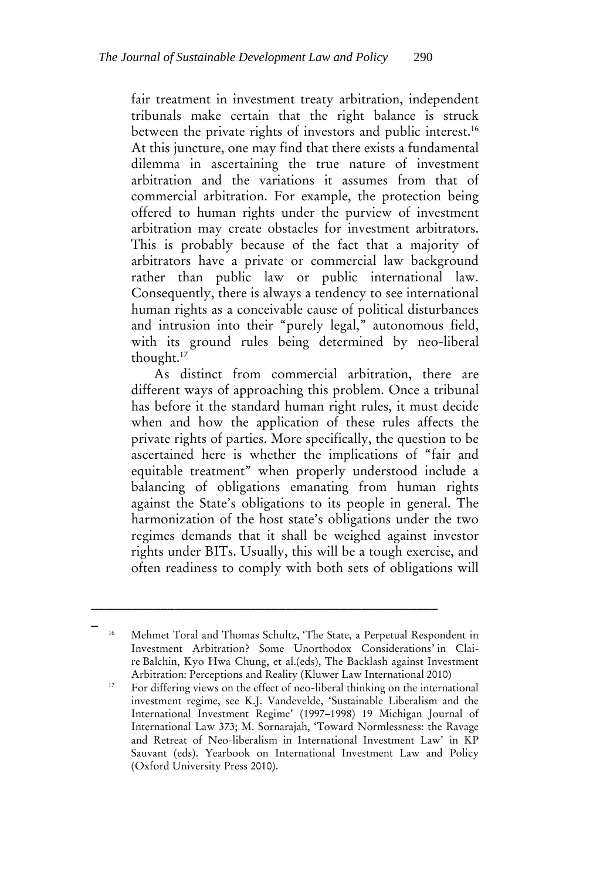fair treatment in investment treaty arbitration, independent tribunals make certain that the right balance is struck between the private rights of investors and public interest.[16] At this juncture, one may find that there exists a fundamental dilemma in ascertaining the true nature of investment arbitration and the variations it assumes from that of commercial arbitration. For example, the protection being offered to human rights under the purview of investment arbitration may create obstacles for investment arbitrators. This is probably because of the fact that a majority of arbitrators have a private or commercial law background rather than public law or public international law. Consequently, there is always a tendency to see international human rights as a conceivable cause of political disturbances and intrusion into their "purely legal," autonomous field, with its ground rules being determined by neo-liberal thought.[17]

As distinct from commercial arbitration, there are different ways of approaching this problem. Once a tribunal has before it the standard human right rules, it must decide when and how the application of these rules affects the private rights of parties. More specifically, the question to be ascertained here is whether the implications of "fair and equitable treatment" when properly understood include a balancing of obligations emanating from human rights against the State's obligations to its people in general. The harmonization of the host state's obligations under the two regimes demands that it shall be weighed against investor rights under BITs. Usually, this will be a tough exercise, and often readiness to comply with both sets of obligations will

---

[16] Mehmet Toral and Thomas Schultz, 'The State, a Perpetual Respondent in Investment Arbitration? Some Unorthodox Considerations' in Claire Balchin, Kyo Hwa Chung, et al.(eds), The Backlash against Investment Arbitration: Perceptions and Reality (Kluwer Law International 2010)

[17] For differing views on the effect of neo-liberal thinking on the international investment regime, see K.J. Vandevelde, 'Sustainable Liberalism and the International Investment Regime' (1997–1998) 19 Michigan Journal of International Law 373; M. Sornarajah, 'Toward Normlessness: the Ravage and Retreat of Neo-liberalism in International Investment Law' in KP Sauvant (eds). Yearbook on International Investment Law and Policy (Oxford University Press 2010).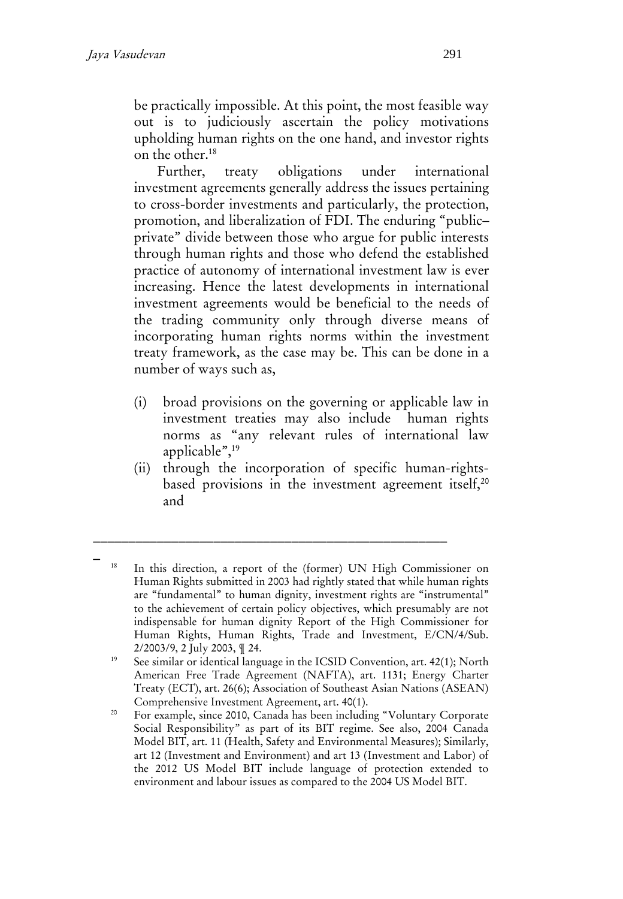be practically impossible. At this point, the most feasible way out is to judiciously ascertain the policy motivations upholding human rights on the one hand, and investor rights on the other.[18]

Further, treaty obligations under international investment agreements generally address the issues pertaining to cross-border investments and particularly, the protection, promotion, and liberalization of FDI. The enduring "public–private" divide between those who argue for public interests through human rights and those who defend the established practice of autonomy of international investment law is ever increasing. Hence the latest developments in international investment agreements would be beneficial to the needs of the trading community only through diverse means of incorporating human rights norms within the investment treaty framework, as the case may be. This can be done in a number of ways such as,

(i) broad provisions on the governing or applicable law in investment treaties may also include human rights norms as "any relevant rules of international law applicable",[19]

(ii) through the incorporation of specific human-rights-based provisions in the investment agreement itself,[20] and

---

[18] In this direction, a report of the (former) UN High Commissioner on Human Rights submitted in 2003 had rightly stated that while human rights are "fundamental" to human dignity, investment rights are "instrumental" to the achievement of certain policy objectives, which presumably are not indispensable for human dignity Report of the High Commissioner for Human Rights, Human Rights, Trade and Investment, E/CN/4/Sub. 2/2003/9, 2 July 2003, ¶ 24.

[19] See similar or identical language in the ICSID Convention, art. 42(1); North American Free Trade Agreement (NAFTA), art. 1131; Energy Charter Treaty (ECT), art. 26(6); Association of Southeast Asian Nations (ASEAN) Comprehensive Investment Agreement, art. 40(1).

[20] For example, since 2010, Canada has been including "Voluntary Corporate Social Responsibility" as part of its BIT regime. See also, 2004 Canada Model BIT, art. 11 (Health, Safety and Environmental Measures); Similarly, art 12 (Investment and Environment) and art 13 (Investment and Labor) of the 2012 US Model BIT include language of protection extended to environment and labour issues as compared to the 2004 US Model BIT.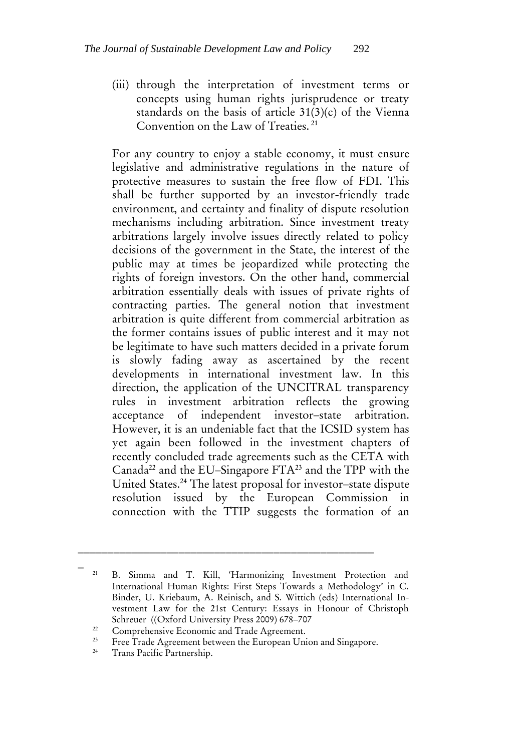(iii) through the interpretation of investment terms or concepts using human rights jurisprudence or treaty standards on the basis of article 31(3)(c) of the Vienna Convention on the Law of Treaties.[21]

For any country to enjoy a stable economy, it must ensure legislative and administrative regulations in the nature of protective measures to sustain the free flow of FDI. This shall be further supported by an investor-friendly trade environment, and certainty and finality of dispute resolution mechanisms including arbitration. Since investment treaty arbitrations largely involve issues directly related to policy decisions of the government in the State, the interest of the public may at times be jeopardized while protecting the rights of foreign investors. On the other hand, commercial arbitration essentially deals with issues of private rights of contracting parties. The general notion that investment arbitration is quite different from commercial arbitration as the former contains issues of public interest and it may not be legitimate to have such matters decided in a private forum is slowly fading away as ascertained by the recent developments in international investment law. In this direction, the application of the UNCITRAL transparency rules in investment arbitration reflects the growing acceptance of independent investor–state arbitration. However, it is an undeniable fact that the ICSID system has yet again been followed in the investment chapters of recently concluded trade agreements such as the CETA with Canada[22] and the EU–Singapore FTA[23] and the TPP with the United States.[24] The latest proposal for investor–state dispute resolution issued by the European Commission in connection with the TTIP suggests the formation of an

---

[21] B. Simma and T. Kill, 'Harmonizing Investment Protection and International Human Rights: First Steps Towards a Methodology' in C. Binder, U. Kriebaum, A. Reinisch, and S. Wittich (eds) International Investment Law for the 21st Century: Essays in Honour of Christoph Schreuer ((Oxford University Press 2009) 678–707

[22] Comprehensive Economic and Trade Agreement.

[23] Free Trade Agreement between the European Union and Singapore.

[24] Trans Pacific Partnership.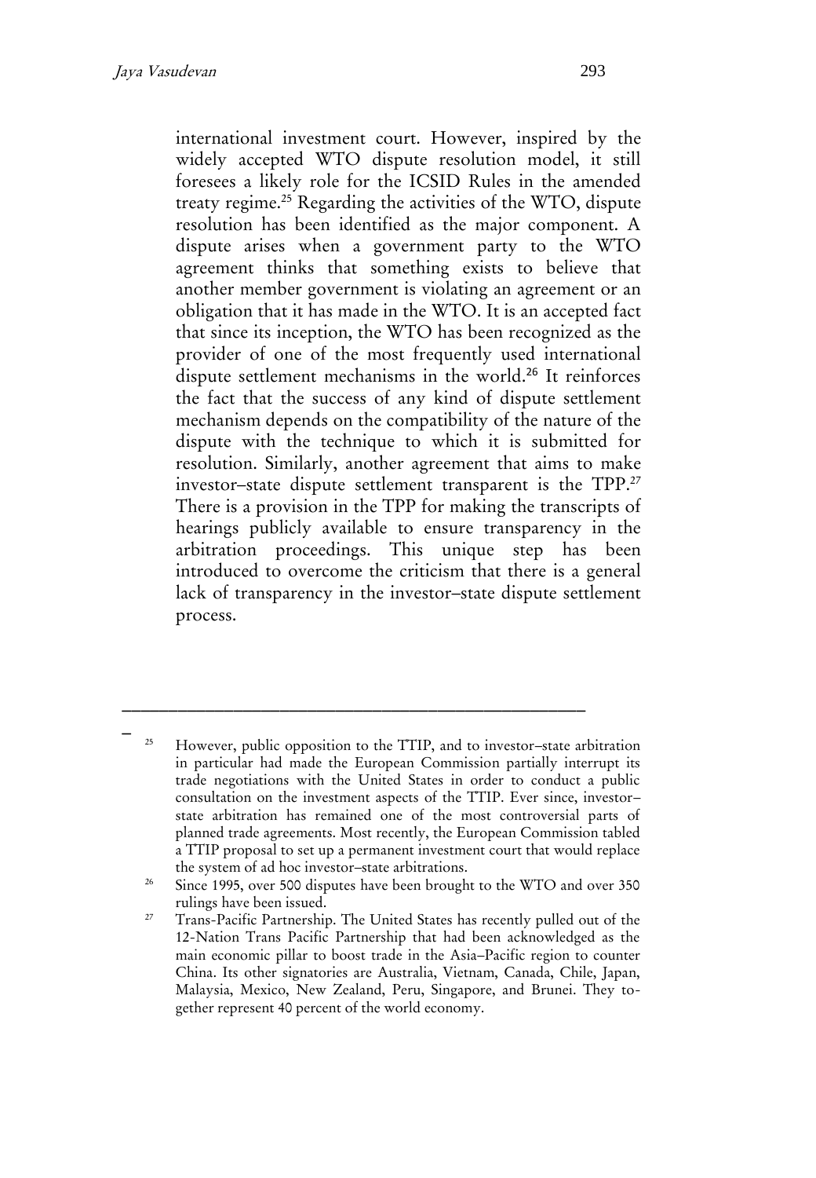international investment court. However, inspired by the widely accepted WTO dispute resolution model, it still foresees a likely role for the ICSID Rules in the amended treaty regime.[25] Regarding the activities of the WTO, dispute resolution has been identified as the major component. A dispute arises when a government party to the WTO agreement thinks that something exists to believe that another member government is violating an agreement or an obligation that it has made in the WTO. It is an accepted fact that since its inception, the WTO has been recognized as the provider of one of the most frequently used international dispute settlement mechanisms in the world.[26] It reinforces the fact that the success of any kind of dispute settlement mechanism depends on the compatibility of the nature of the dispute with the technique to which it is submitted for resolution. Similarly, another agreement that aims to make investor–state dispute settlement transparent is the TPP.[27] There is a provision in the TPP for making the transcripts of hearings publicly available to ensure transparency in the arbitration proceedings. This unique step has been introduced to overcome the criticism that there is a general lack of transparency in the investor–state dispute settlement process.

---

[25] However, public opposition to the TTIP, and to investor–state arbitration in particular had made the European Commission partially interrupt its trade negotiations with the United States in order to conduct a public consultation on the investment aspects of the TTIP. Ever since, investor–state arbitration has remained one of the most controversial parts of planned trade agreements. Most recently, the European Commission tabled a TTIP proposal to set up a permanent investment court that would replace the system of ad hoc investor–state arbitrations.

[26] Since 1995, over 500 disputes have been brought to the WTO and over 350 rulings have been issued.

[27] Trans-Pacific Partnership. The United States has recently pulled out of the 12-Nation Trans Pacific Partnership that had been acknowledged as the main economic pillar to boost trade in the Asia–Pacific region to counter China. Its other signatories are Australia, Vietnam, Canada, Chile, Japan, Malaysia, Mexico, New Zealand, Peru, Singapore, and Brunei. They together represent 40 percent of the world economy.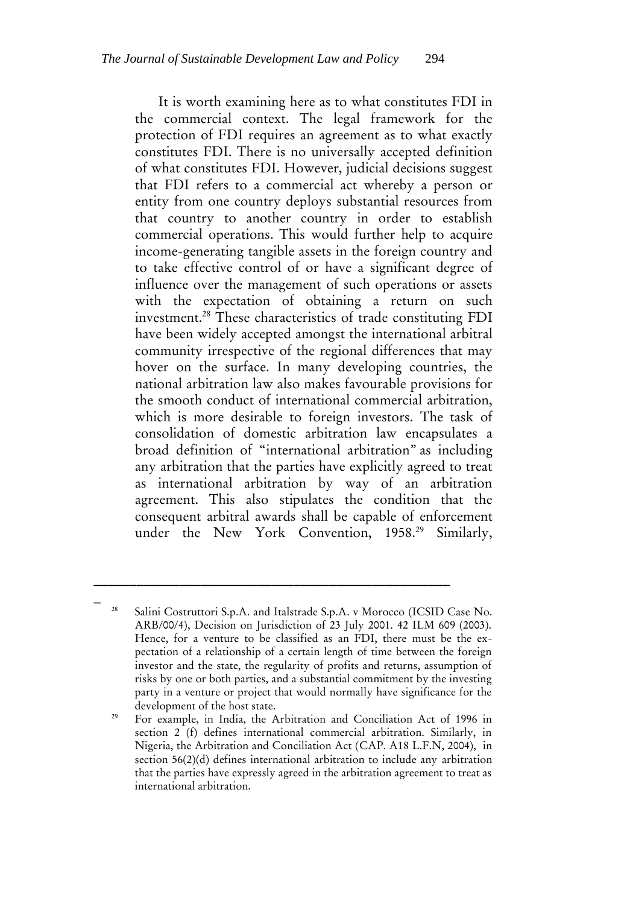It is worth examining here as to what constitutes FDI in the commercial context. The legal framework for the protection of FDI requires an agreement as to what exactly constitutes FDI. There is no universally accepted definition of what constitutes FDI. However, judicial decisions suggest that FDI refers to a commercial act whereby a person or entity from one country deploys substantial resources from that country to another country in order to establish commercial operations. This would further help to acquire income-generating tangible assets in the foreign country and to take effective control of or have a significant degree of influence over the management of such operations or assets with the expectation of obtaining a return on such investment.[28] These characteristics of trade constituting FDI have been widely accepted amongst the international arbitral community irrespective of the regional differences that may hover on the surface. In many developing countries, the national arbitration law also makes favourable provisions for the smooth conduct of international commercial arbitration, which is more desirable to foreign investors. The task of consolidation of domestic arbitration law encapsulates a broad definition of "international arbitration" as including any arbitration that the parties have explicitly agreed to treat as international arbitration by way of an arbitration agreement. This also stipulates the condition that the consequent arbitral awards shall be capable of enforcement under the New York Convention, 1958.[29] Similarly,

---

[28] Salini Costruttori S.p.A. and Italstrade S.p.A. v Morocco (ICSID Case No. ARB/00/4), Decision on Jurisdiction of 23 July 2001. 42 ILM 609 (2003). Hence, for a venture to be classified as an FDI, there must be the expectation of a relationship of a certain length of time between the foreign investor and the state, the regularity of profits and returns, assumption of risks by one or both parties, and a substantial commitment by the investing party in a venture or project that would normally have significance for the development of the host state.

[29] For example, in India, the Arbitration and Conciliation Act of 1996 in section 2 (f) defines international commercial arbitration. Similarly, in Nigeria, the Arbitration and Conciliation Act (CAP. A18 L.F.N, 2004), in section 56(2)(d) defines international arbitration to include any arbitration that the parties have expressly agreed in the arbitration agreement to treat as international arbitration.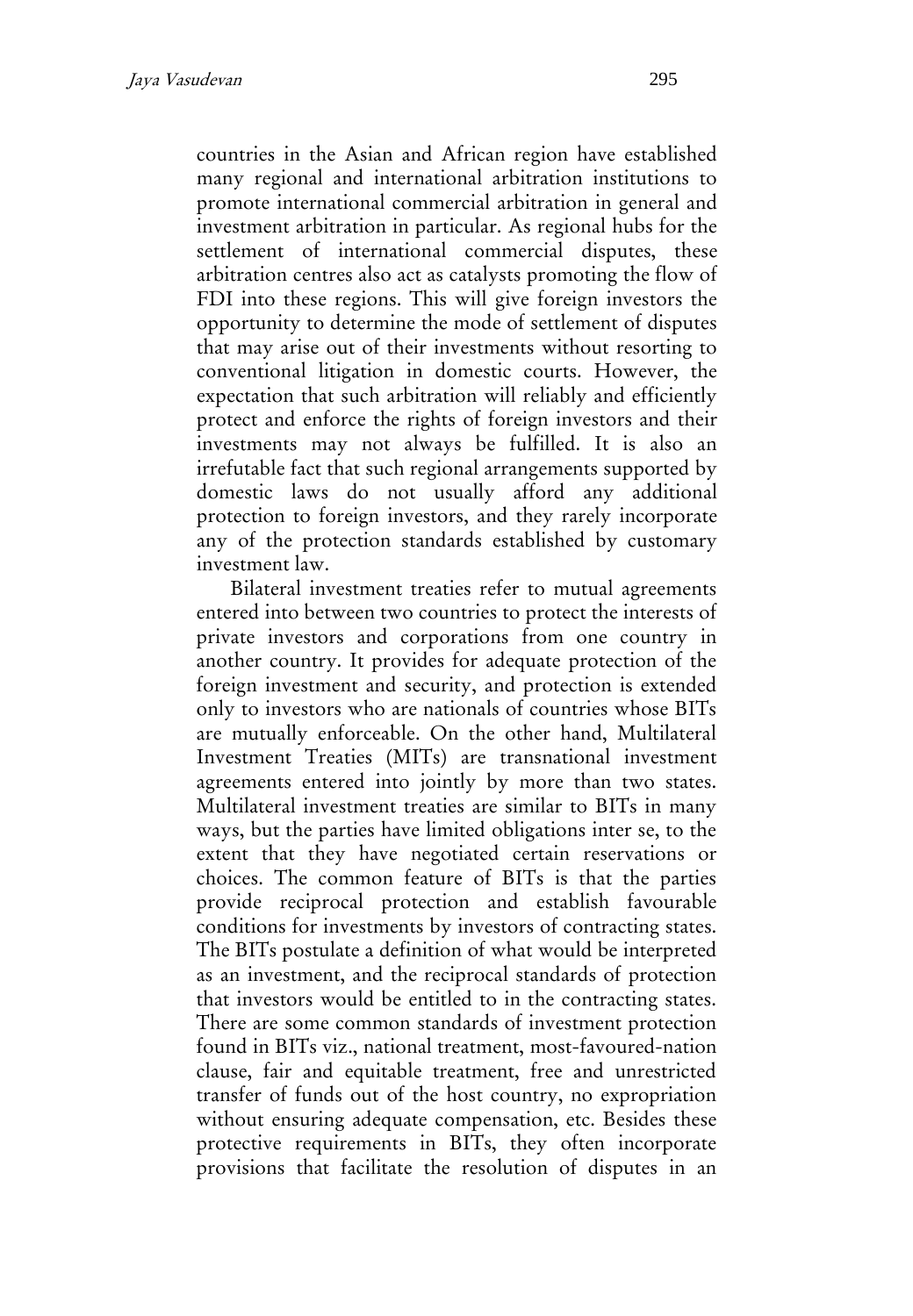countries in the Asian and African region have established many regional and international arbitration institutions to promote international commercial arbitration in general and investment arbitration in particular. As regional hubs for the settlement of international commercial disputes, these arbitration centres also act as catalysts promoting the flow of FDI into these regions. This will give foreign investors the opportunity to determine the mode of settlement of disputes that may arise out of their investments without resorting to conventional litigation in domestic courts. However, the expectation that such arbitration will reliably and efficiently protect and enforce the rights of foreign investors and their investments may not always be fulfilled. It is also an irrefutable fact that such regional arrangements supported by domestic laws do not usually afford any additional protection to foreign investors, and they rarely incorporate any of the protection standards established by customary investment law.

Bilateral investment treaties refer to mutual agreements entered into between two countries to protect the interests of private investors and corporations from one country in another country. It provides for adequate protection of the foreign investment and security, and protection is extended only to investors who are nationals of countries whose BITs are mutually enforceable. On the other hand, Multilateral Investment Treaties (MITs) are transnational investment agreements entered into jointly by more than two states. Multilateral investment treaties are similar to BITs in many ways, but the parties have limited obligations inter se, to the extent that they have negotiated certain reservations or choices. The common feature of BITs is that the parties provide reciprocal protection and establish favourable conditions for investments by investors of contracting states. The BITs postulate a definition of what would be interpreted as an investment, and the reciprocal standards of protection that investors would be entitled to in the contracting states. There are some common standards of investment protection found in BITs viz., national treatment, most-favoured-nation clause, fair and equitable treatment, free and unrestricted transfer of funds out of the host country, no expropriation without ensuring adequate compensation, etc. Besides these protective requirements in BITs, they often incorporate provisions that facilitate the resolution of disputes in an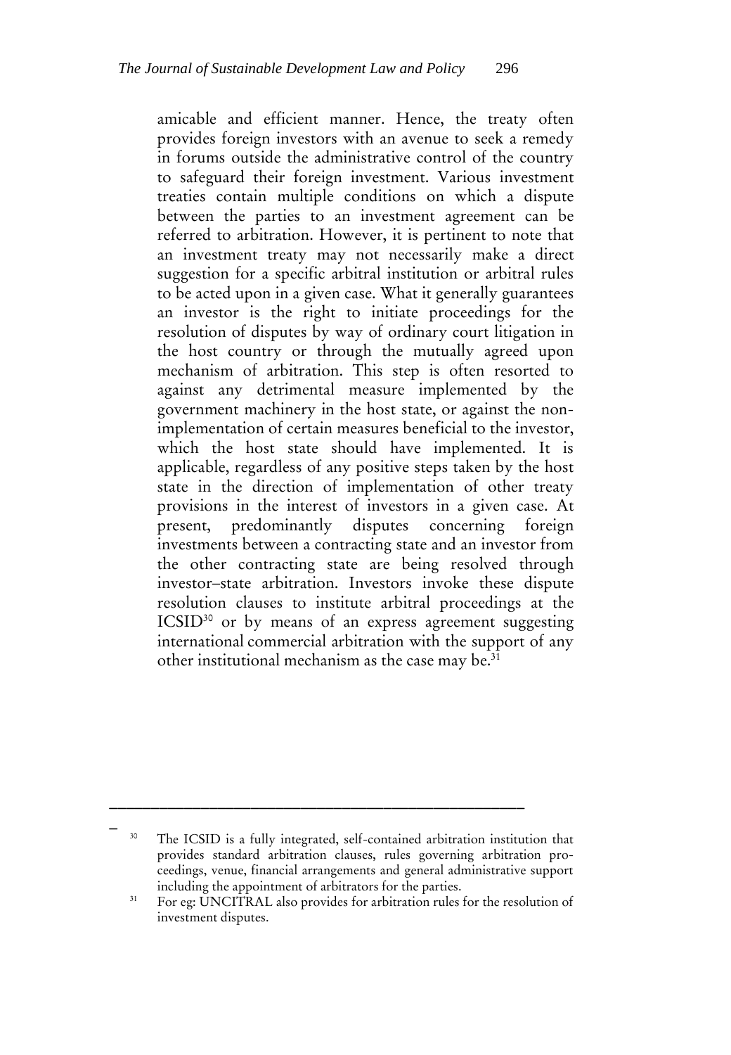amicable and efficient manner. Hence, the treaty often provides foreign investors with an avenue to seek a remedy in forums outside the administrative control of the country to safeguard their foreign investment. Various investment treaties contain multiple conditions on which a dispute between the parties to an investment agreement can be referred to arbitration. However, it is pertinent to note that an investment treaty may not necessarily make a direct suggestion for a specific arbitral institution or arbitral rules to be acted upon in a given case. What it generally guarantees an investor is the right to initiate proceedings for the resolution of disputes by way of ordinary court litigation in the host country or through the mutually agreed upon mechanism of arbitration. This step is often resorted to against any detrimental measure implemented by the government machinery in the host state, or against the non-implementation of certain measures beneficial to the investor, which the host state should have implemented. It is applicable, regardless of any positive steps taken by the host state in the direction of implementation of other treaty provisions in the interest of investors in a given case. At present, predominantly disputes concerning foreign investments between a contracting state and an investor from the other contracting state are being resolved through investor–state arbitration. Investors invoke these dispute resolution clauses to institute arbitral proceedings at the ICSID[30] or by means of an express agreement suggesting international commercial arbitration with the support of any other institutional mechanism as the case may be.[31]

---

[30] The ICSID is a fully integrated, self-contained arbitration institution that provides standard arbitration clauses, rules governing arbitration proceedings, venue, financial arrangements and general administrative support including the appointment of arbitrators for the parties.

[31] For eg: UNCITRAL also provides for arbitration rules for the resolution of investment disputes.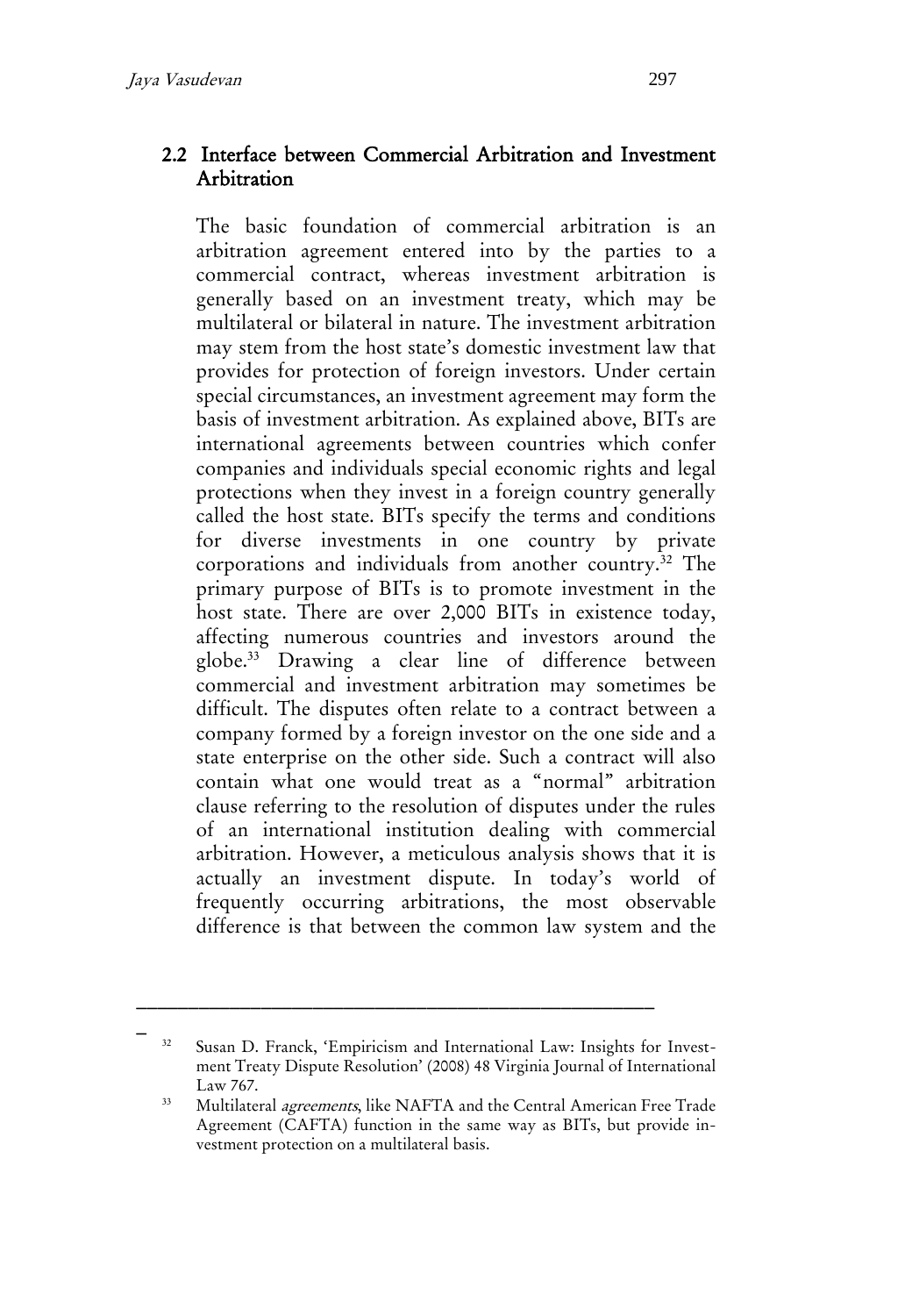## 2.2 Interface between Commercial Arbitration and Investment Arbitration

The basic foundation of commercial arbitration is an arbitration agreement entered into by the parties to a commercial contract, whereas investment arbitration is generally based on an investment treaty, which may be multilateral or bilateral in nature. The investment arbitration may stem from the host state's domestic investment law that provides for protection of foreign investors. Under certain special circumstances, an investment agreement may form the basis of investment arbitration. As explained above, BITs are international agreements between countries which confer companies and individuals special economic rights and legal protections when they invest in a foreign country generally called the host state. BITs specify the terms and conditions for diverse investments in one country by private corporations and individuals from another country.[32] The primary purpose of BITs is to promote investment in the host state. There are over 2,000 BITs in existence today, affecting numerous countries and investors around the globe.[33] Drawing a clear line of difference between commercial and investment arbitration may sometimes be difficult. The disputes often relate to a contract between a company formed by a foreign investor on the one side and a state enterprise on the other side. Such a contract will also contain what one would treat as a "normal" arbitration clause referring to the resolution of disputes under the rules of an international institution dealing with commercial arbitration. However, a meticulous analysis shows that it is actually an investment dispute. In today's world of frequently occurring arbitrations, the most observable difference is that between the common law system and the

---

[32] Susan D. Franck, 'Empiricism and International Law: Insights for Investment Treaty Dispute Resolution' (2008) 48 Virginia Journal of International Law 767.

[33] Multilateral *agreements*, like NAFTA and the Central American Free Trade Agreement (CAFTA) function in the same way as BITs, but provide investment protection on a multilateral basis.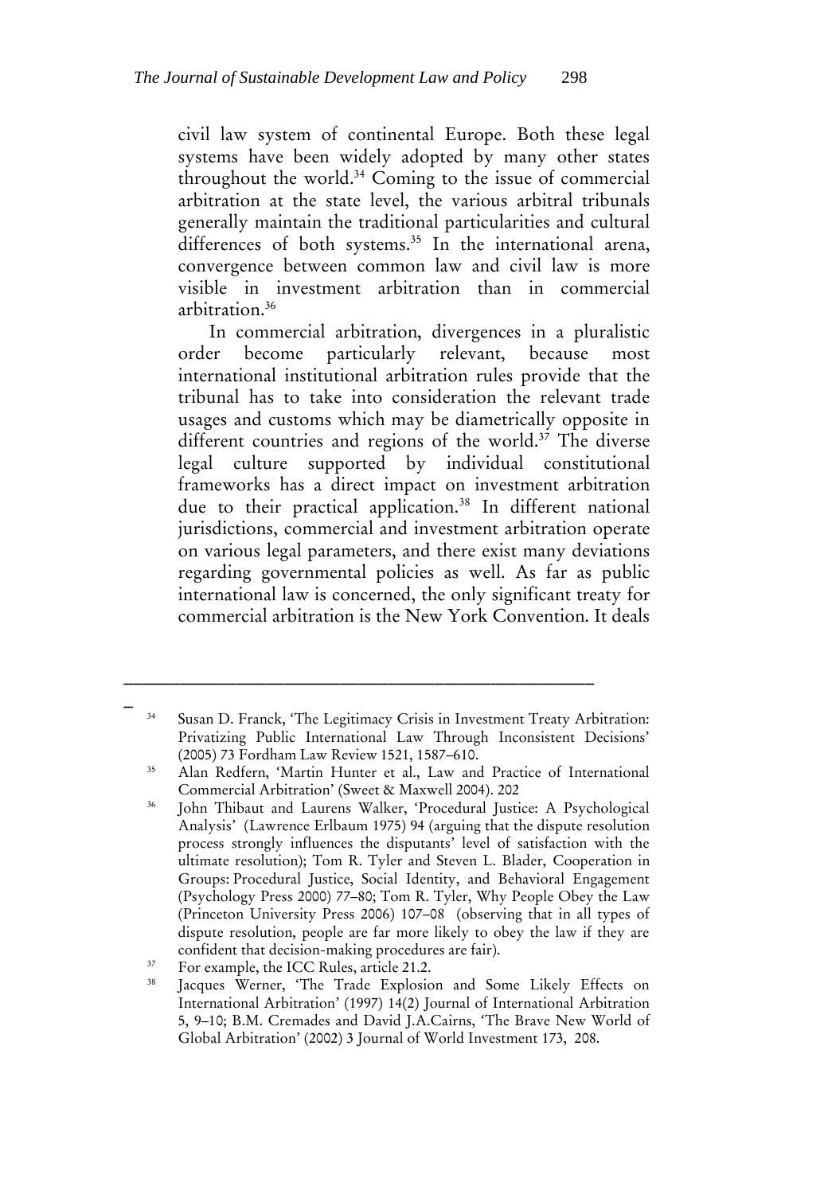civil law system of continental Europe. Both these legal systems have been widely adopted by many other states throughout the world.[34] Coming to the issue of commercial arbitration at the state level, the various arbitral tribunals generally maintain the traditional particularities and cultural differences of both systems.[35] In the international arena, convergence between common law and civil law is more visible in investment arbitration than in commercial arbitration.[36]

In commercial arbitration, divergences in a pluralistic order become particularly relevant, because most international institutional arbitration rules provide that the tribunal has to take into consideration the relevant trade usages and customs which may be diametrically opposite in different countries and regions of the world.[37] The diverse legal culture supported by individual constitutional frameworks has a direct impact on investment arbitration due to their practical application.[38] In different national jurisdictions, commercial and investment arbitration operate on various legal parameters, and there exist many deviations regarding governmental policies as well. As far as public international law is concerned, the only significant treaty for commercial arbitration is the New York Convention. It deals

---

[34] Susan D. Franck, 'The Legitimacy Crisis in Investment Treaty Arbitration: Privatizing Public International Law Through Inconsistent Decisions' (2005) 73 Fordham Law Review 1521, 1587–610.

[35] Alan Redfern, 'Martin Hunter et al., Law and Practice of International Commercial Arbitration' (Sweet & Maxwell 2004). 202

[36] John Thibaut and Laurens Walker, 'Procedural Justice: A Psychological Analysis' (Lawrence Erlbaum 1975) 94 (arguing that the dispute resolution process strongly influences the disputants' level of satisfaction with the ultimate resolution); Tom R. Tyler and Steven L. Blader, Cooperation in Groups: Procedural Justice, Social Identity, and Behavioral Engagement (Psychology Press 2000) 77–80; Tom R. Tyler, Why People Obey the Law (Princeton University Press 2006) 107–08 (observing that in all types of dispute resolution, people are far more likely to obey the law if they are confident that decision-making procedures are fair).

[37] For example, the ICC Rules, article 21.2.

[38] Jacques Werner, 'The Trade Explosion and Some Likely Effects on International Arbitration' (1997) 14(2) Journal of International Arbitration 5, 9–10; B.M. Cremades and David J.A.Cairns, 'The Brave New World of Global Arbitration' (2002) 3 Journal of World Investment 173, 208.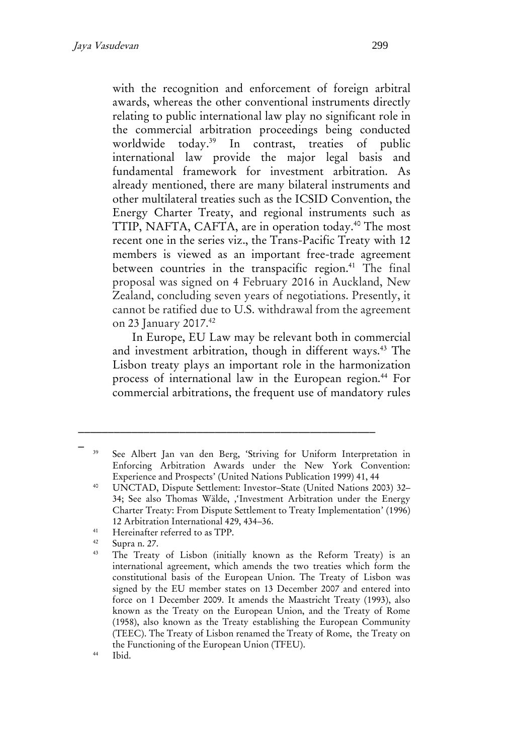with the recognition and enforcement of foreign arbitral awards, whereas the other conventional instruments directly relating to public international law play no significant role in the commercial arbitration proceedings being conducted worldwide today.[39] In contrast, treaties of public international law provide the major legal basis and fundamental framework for investment arbitration. As already mentioned, there are many bilateral instruments and other multilateral treaties such as the ICSID Convention, the Energy Charter Treaty, and regional instruments such as TTIP, NAFTA, CAFTA, are in operation today.[40] The most recent one in the series viz., the Trans-Pacific Treaty with 12 members is viewed as an important free-trade agreement between countries in the transpacific region.[41] The final proposal was signed on 4 February 2016 in Auckland, New Zealand, concluding seven years of negotiations. Presently, it cannot be ratified due to U.S. withdrawal from the agreement on 23 January 2017.[42]

In Europe, EU Law may be relevant both in commercial and investment arbitration, though in different ways.[43] The Lisbon treaty plays an important role in the harmonization process of international law in the European region.[44] For commercial arbitrations, the frequent use of mandatory rules

---

[39] See Albert Jan van den Berg, 'Striving for Uniform Interpretation in Enforcing Arbitration Awards under the New York Convention: Experience and Prospects' (United Nations Publication 1999) 41, 44

[40] UNCTAD, Dispute Settlement: Investor–State (United Nations 2003) 32–34; See also Thomas Wälde, ,'Investment Arbitration under the Energy Charter Treaty: From Dispute Settlement to Treaty Implementation' (1996) 12 Arbitration International 429, 434–36.

[41] Hereinafter referred to as TPP.

[42] Supra n. 27.

[43] The Treaty of Lisbon (initially known as the Reform Treaty) is an international agreement, which amends the two treaties which form the constitutional basis of the European Union. The Treaty of Lisbon was signed by the EU member states on 13 December 2007 and entered into force on 1 December 2009. It amends the Maastricht Treaty (1993), also known as the Treaty on the European Union, and the Treaty of Rome (1958), also known as the Treaty establishing the European Community (TEEC). The Treaty of Lisbon renamed the Treaty of Rome, the Treaty on the Functioning of the European Union (TFEU).

[44] Ibid.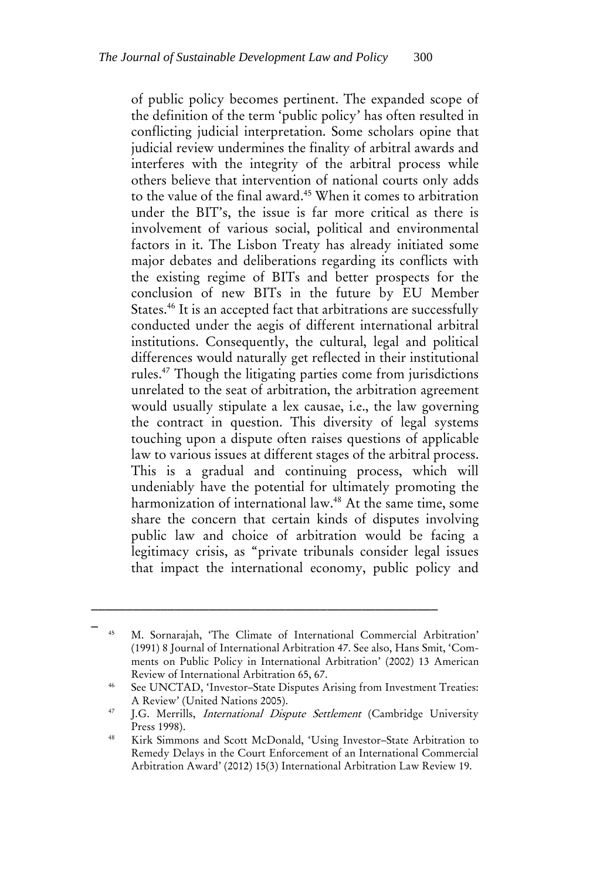of public policy becomes pertinent. The expanded scope of the definition of the term 'public policy' has often resulted in conflicting judicial interpretation. Some scholars opine that judicial review undermines the finality of arbitral awards and interferes with the integrity of the arbitral process while others believe that intervention of national courts only adds to the value of the final award.[45] When it comes to arbitration under the BIT's, the issue is far more critical as there is involvement of various social, political and environmental factors in it. The Lisbon Treaty has already initiated some major debates and deliberations regarding its conflicts with the existing regime of BITs and better prospects for the conclusion of new BITs in the future by EU Member States.[46] It is an accepted fact that arbitrations are successfully conducted under the aegis of different international arbitral institutions. Consequently, the cultural, legal and political differences would naturally get reflected in their institutional rules.[47] Though the litigating parties come from jurisdictions unrelated to the seat of arbitration, the arbitration agreement would usually stipulate a lex causae, i.e., the law governing the contract in question. This diversity of legal systems touching upon a dispute often raises questions of applicable law to various issues at different stages of the arbitral process. This is a gradual and continuing process, which will undeniably have the potential for ultimately promoting the harmonization of international law.[48] At the same time, some share the concern that certain kinds of disputes involving public law and choice of arbitration would be facing a legitimacy crisis, as "private tribunals consider legal issues that impact the international economy, public policy and

---

[45] M. Sornarajah, 'The Climate of International Commercial Arbitration' (1991) 8 Journal of International Arbitration 47. See also, Hans Smit, 'Comments on Public Policy in International Arbitration' (2002) 13 American Review of International Arbitration 65, 67.

[46] See UNCTAD, 'Investor–State Disputes Arising from Investment Treaties: A Review' (United Nations 2005).

[47] J.G. Merrills, *International Dispute Settlement* (Cambridge University Press 1998).

[48] Kirk Simmons and Scott McDonald, 'Using Investor–State Arbitration to Remedy Delays in the Court Enforcement of an International Commercial Arbitration Award' (2012) 15(3) International Arbitration Law Review 19.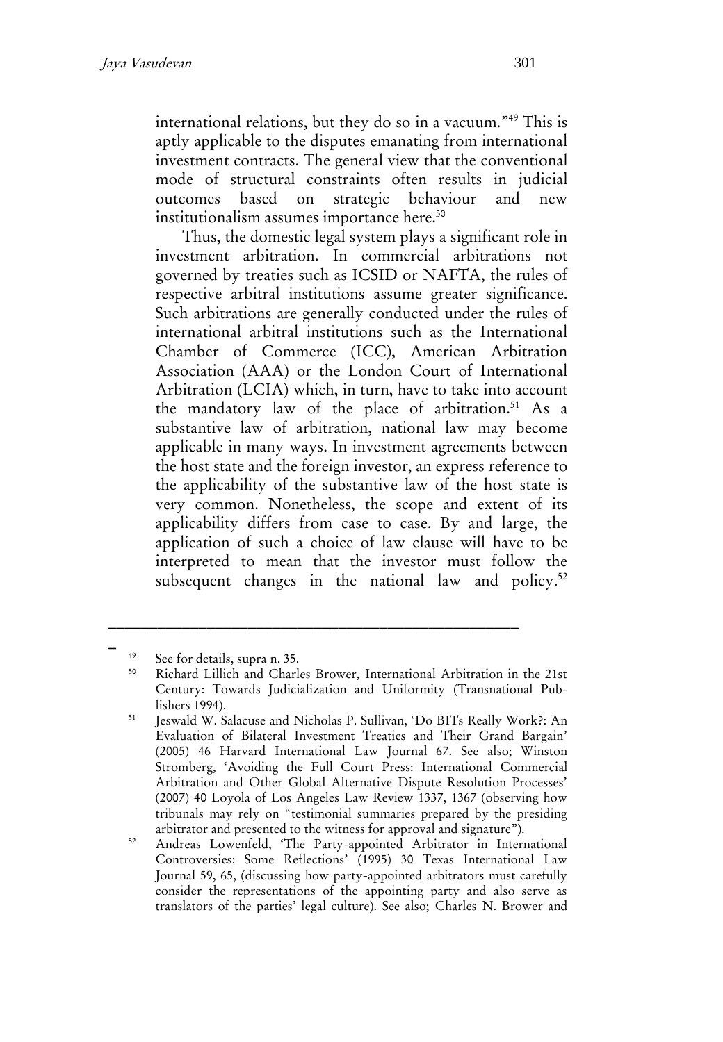international relations, but they do so in a vacuum."[49] This is aptly applicable to the disputes emanating from international investment contracts. The general view that the conventional mode of structural constraints often results in judicial outcomes based on strategic behaviour and new institutionalism assumes importance here.[50]

Thus, the domestic legal system plays a significant role in investment arbitration. In commercial arbitrations not governed by treaties such as ICSID or NAFTA, the rules of respective arbitral institutions assume greater significance. Such arbitrations are generally conducted under the rules of international arbitral institutions such as the International Chamber of Commerce (ICC), American Arbitration Association (AAA) or the London Court of International Arbitration (LCIA) which, in turn, have to take into account the mandatory law of the place of arbitration.[51] As a substantive law of arbitration, national law may become applicable in many ways. In investment agreements between the host state and the foreign investor, an express reference to the applicability of the substantive law of the host state is very common. Nonetheless, the scope and extent of its applicability differs from case to case. By and large, the application of such a choice of law clause will have to be interpreted to mean that the investor must follow the subsequent changes in the national law and policy.[52]

---

[49] See for details, supra n. 35.

[50] Richard Lillich and Charles Brower, International Arbitration in the 21st Century: Towards Judicialization and Uniformity (Transnational Publishers 1994).

[51] Jeswald W. Salacuse and Nicholas P. Sullivan, 'Do BITs Really Work?: An Evaluation of Bilateral Investment Treaties and Their Grand Bargain' (2005) 46 Harvard International Law Journal 67. See also; Winston Stromberg, 'Avoiding the Full Court Press: International Commercial Arbitration and Other Global Alternative Dispute Resolution Processes' (2007) 40 Loyola of Los Angeles Law Review 1337, 1367 (observing how tribunals may rely on "testimonial summaries prepared by the presiding arbitrator and presented to the witness for approval and signature").

[52] Andreas Lowenfeld, 'The Party-appointed Arbitrator in International Controversies: Some Reflections' (1995) 30 Texas International Law Journal 59, 65, (discussing how party-appointed arbitrators must carefully consider the representations of the appointing party and also serve as translators of the parties' legal culture). See also; Charles N. Brower and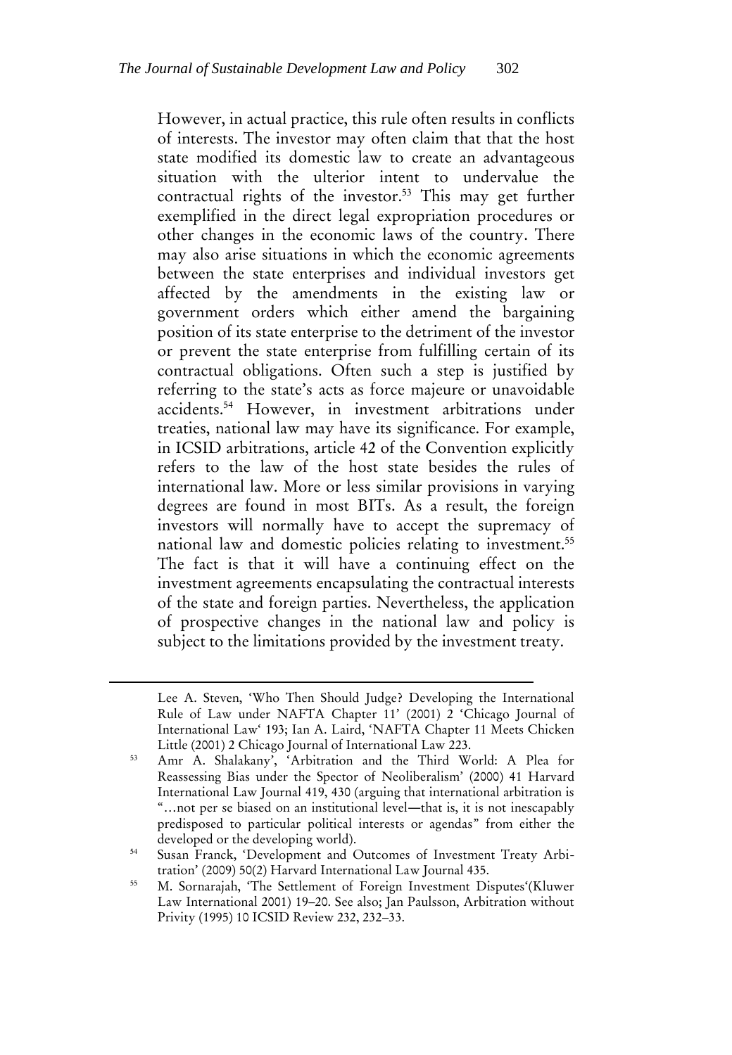However, in actual practice, this rule often results in conflicts of interests. The investor may often claim that that the host state modified its domestic law to create an advantageous situation with the ulterior intent to undervalue the contractual rights of the investor.[53] This may get further exemplified in the direct legal expropriation procedures or other changes in the economic laws of the country. There may also arise situations in which the economic agreements between the state enterprises and individual investors get affected by the amendments in the existing law or government orders which either amend the bargaining position of its state enterprise to the detriment of the investor or prevent the state enterprise from fulfilling certain of its contractual obligations. Often such a step is justified by referring to the state's acts as force majeure or unavoidable accidents.[54] However, in investment arbitrations under treaties, national law may have its significance. For example, in ICSID arbitrations, article 42 of the Convention explicitly refers to the law of the host state besides the rules of international law. More or less similar provisions in varying degrees are found in most BITs. As a result, the foreign investors will normally have to accept the supremacy of national law and domestic policies relating to investment.[55] The fact is that it will have a continuing effect on the investment agreements encapsulating the contractual interests of the state and foreign parties. Nevertheless, the application of prospective changes in the national law and policy is subject to the limitations provided by the investment treaty.

---

Lee A. Steven, 'Who Then Should Judge? Developing the International Rule of Law under NAFTA Chapter 11' (2001) 2 'Chicago Journal of International Law' 193; Ian A. Laird, 'NAFTA Chapter 11 Meets Chicken Little (2001) 2 Chicago Journal of International Law 223.

[53] Amr A. Shalakany', 'Arbitration and the Third World: A Plea for Reassessing Bias under the Spector of Neoliberalism' (2000) 41 Harvard International Law Journal 419, 430 (arguing that international arbitration is "…not per se biased on an institutional level—that is, it is not inescapably predisposed to particular political interests or agendas" from either the developed or the developing world).

[54] Susan Franck, 'Development and Outcomes of Investment Treaty Arbitration' (2009) 50(2) Harvard International Law Journal 435.

[55] M. Sornarajah, 'The Settlement of Foreign Investment Disputes'(Kluwer Law International 2001) 19–20. See also; Jan Paulsson, Arbitration without Privity (1995) 10 ICSID Review 232, 232–33.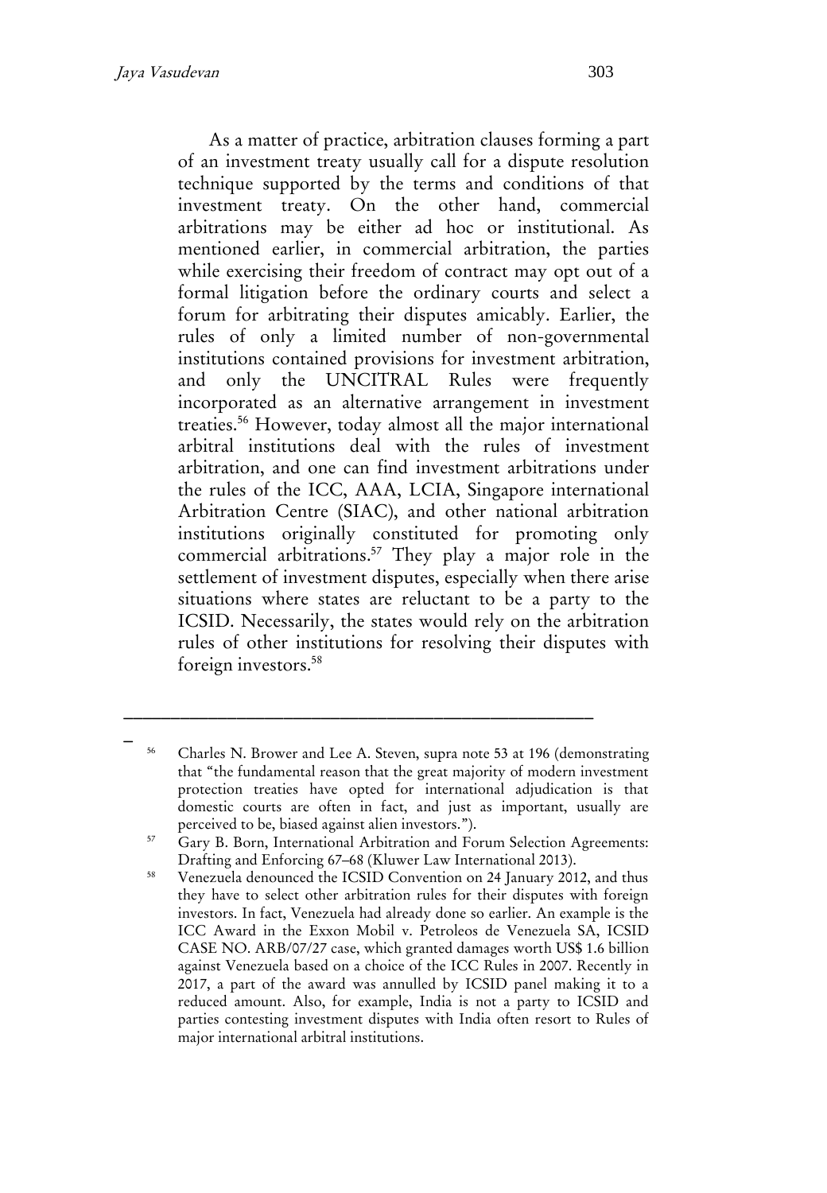As a matter of practice, arbitration clauses forming a part of an investment treaty usually call for a dispute resolution technique supported by the terms and conditions of that investment treaty. On the other hand, commercial arbitrations may be either ad hoc or institutional. As mentioned earlier, in commercial arbitration, the parties while exercising their freedom of contract may opt out of a formal litigation before the ordinary courts and select a forum for arbitrating their disputes amicably. Earlier, the rules of only a limited number of non-governmental institutions contained provisions for investment arbitration, and only the UNCITRAL Rules were frequently incorporated as an alternative arrangement in investment treaties.[56] However, today almost all the major international arbitral institutions deal with the rules of investment arbitration, and one can find investment arbitrations under the rules of the ICC, AAA, LCIA, Singapore international Arbitration Centre (SIAC), and other national arbitration institutions originally constituted for promoting only commercial arbitrations.[57] They play a major role in the settlement of investment disputes, especially when there arise situations where states are reluctant to be a party to the ICSID. Necessarily, the states would rely on the arbitration rules of other institutions for resolving their disputes with foreign investors.[58]

---

[56] Charles N. Brower and Lee A. Steven, supra note 53 at 196 (demonstrating that "the fundamental reason that the great majority of modern investment protection treaties have opted for international adjudication is that domestic courts are often in fact, and just as important, usually are perceived to be, biased against alien investors.").

[57] Gary B. Born, International Arbitration and Forum Selection Agreements: Drafting and Enforcing 67–68 (Kluwer Law International 2013).

[58] Venezuela denounced the ICSID Convention on 24 January 2012, and thus they have to select other arbitration rules for their disputes with foreign investors. In fact, Venezuela had already done so earlier. An example is the ICC Award in the Exxon Mobil v. Petroleos de Venezuela SA, ICSID CASE NO. ARB/07/27 case, which granted damages worth US$ 1.6 billion against Venezuela based on a choice of the ICC Rules in 2007. Recently in 2017, a part of the award was annulled by ICSID panel making it to a reduced amount. Also, for example, India is not a party to ICSID and parties contesting investment disputes with India often resort to Rules of major international arbitral institutions.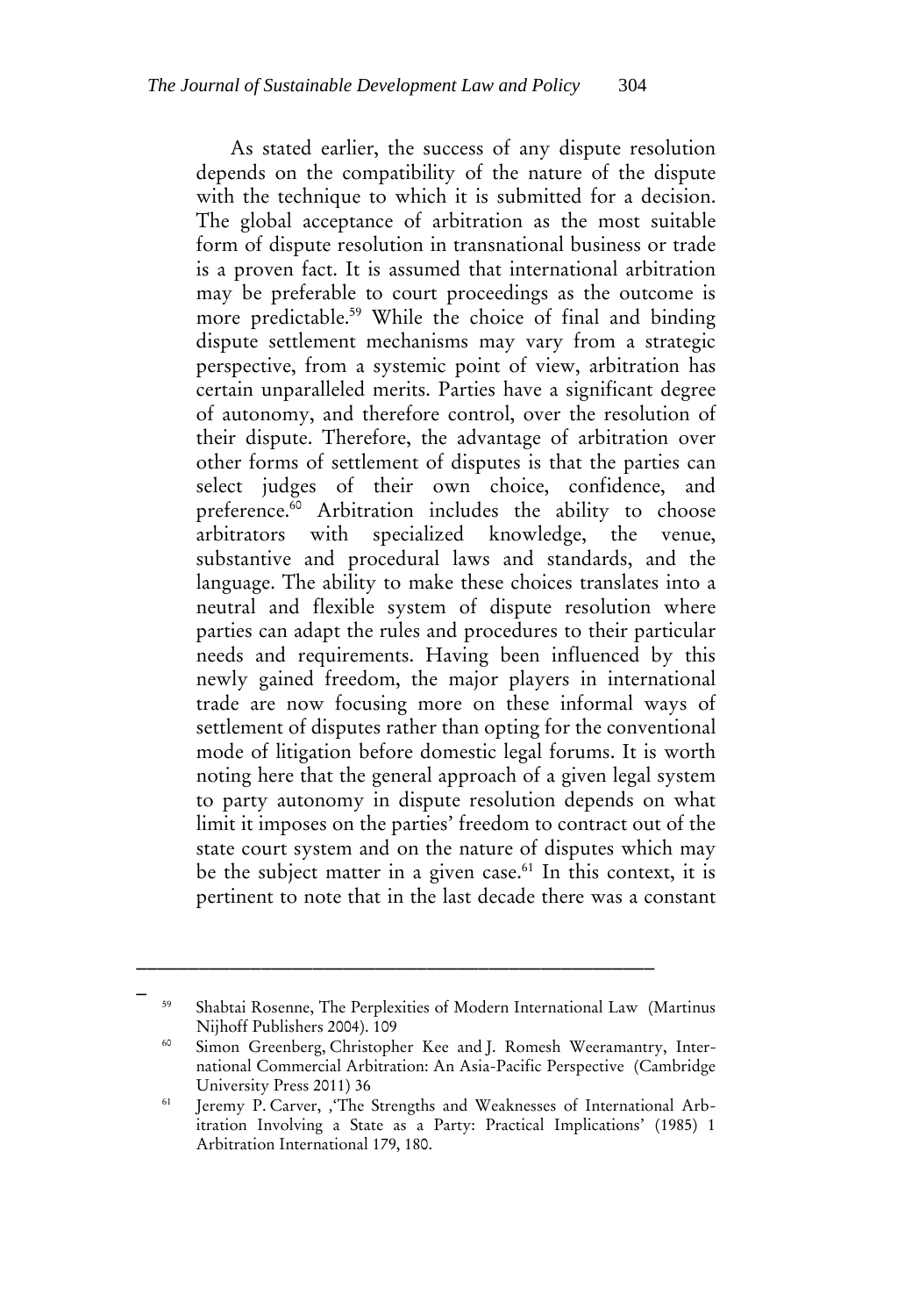As stated earlier, the success of any dispute resolution depends on the compatibility of the nature of the dispute with the technique to which it is submitted for a decision. The global acceptance of arbitration as the most suitable form of dispute resolution in transnational business or trade is a proven fact. It is assumed that international arbitration may be preferable to court proceedings as the outcome is more predictable.[59] While the choice of final and binding dispute settlement mechanisms may vary from a strategic perspective, from a systemic point of view, arbitration has certain unparalleled merits. Parties have a significant degree of autonomy, and therefore control, over the resolution of their dispute. Therefore, the advantage of arbitration over other forms of settlement of disputes is that the parties can select judges of their own choice, confidence, and preference.[60] Arbitration includes the ability to choose arbitrators with specialized knowledge, the venue, substantive and procedural laws and standards, and the language. The ability to make these choices translates into a neutral and flexible system of dispute resolution where parties can adapt the rules and procedures to their particular needs and requirements. Having been influenced by this newly gained freedom, the major players in international trade are now focusing more on these informal ways of settlement of disputes rather than opting for the conventional mode of litigation before domestic legal forums. It is worth noting here that the general approach of a given legal system to party autonomy in dispute resolution depends on what limit it imposes on the parties' freedom to contract out of the state court system and on the nature of disputes which may be the subject matter in a given case.[61] In this context, it is pertinent to note that in the last decade there was a constant

---

[59] Shabtai Rosenne, The Perplexities of Modern International Law (Martinus Nijhoff Publishers 2004). 109

[60] Simon Greenberg, Christopher Kee and J. Romesh Weeramantry, International Commercial Arbitration: An Asia-Pacific Perspective (Cambridge University Press 2011) 36

[61] Jeremy P. Carver, ,'The Strengths and Weaknesses of International Arbitration Involving a State as a Party: Practical Implications' (1985) 1 Arbitration International 179, 180.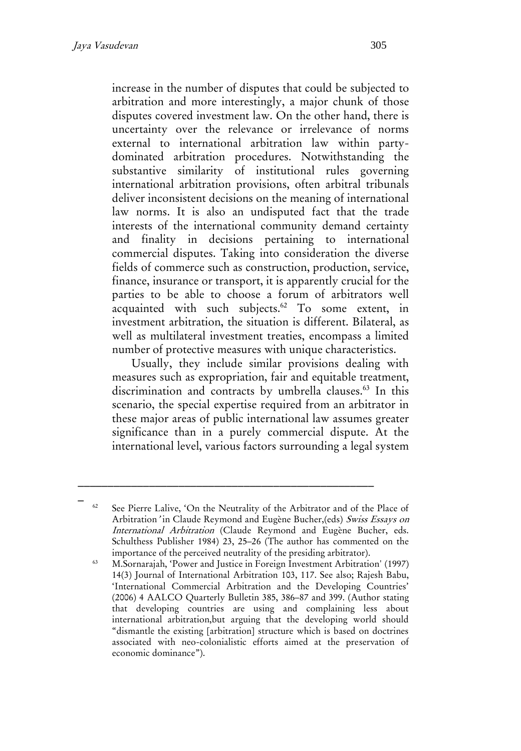increase in the number of disputes that could be subjected to arbitration and more interestingly, a major chunk of those disputes covered investment law. On the other hand, there is uncertainty over the relevance or irrelevance of norms external to international arbitration law within party-dominated arbitration procedures. Notwithstanding the substantive similarity of institutional rules governing international arbitration provisions, often arbitral tribunals deliver inconsistent decisions on the meaning of international law norms. It is also an undisputed fact that the trade interests of the international community demand certainty and finality in decisions pertaining to international commercial disputes. Taking into consideration the diverse fields of commerce such as construction, production, service, finance, insurance or transport, it is apparently crucial for the parties to be able to choose a forum of arbitrators well acquainted with such subjects.[62] To some extent, in investment arbitration, the situation is different. Bilateral, as well as multilateral investment treaties, encompass a limited number of protective measures with unique characteristics.

Usually, they include similar provisions dealing with measures such as expropriation, fair and equitable treatment, discrimination and contracts by umbrella clauses.[63] In this scenario, the special expertise required from an arbitrator in these major areas of public international law assumes greater significance than in a purely commercial dispute. At the international level, various factors surrounding a legal system

---

[62] See Pierre Lalive, 'On the Neutrality of the Arbitrator and of the Place of Arbitration' in Claude Reymond and Eugène Bucher,(eds) *Swiss Essays on International Arbitration* (Claude Reymond and Eugène Bucher, eds. Schulthess Publisher 1984) 23, 25–26 (The author has commented on the importance of the perceived neutrality of the presiding arbitrator).

[63] M.Sornarajah, 'Power and Justice in Foreign Investment Arbitration' (1997) 14(3) Journal of International Arbitration 103, 117. See also; Rajesh Babu, 'International Commercial Arbitration and the Developing Countries' (2006) 4 AALCO Quarterly Bulletin 385, 386–87 and 399. (Author stating that developing countries are using and complaining less about international arbitration,but arguing that the developing world should "dismantle the existing [arbitration] structure which is based on doctrines associated with neo-colonialistic efforts aimed at the preservation of economic dominance").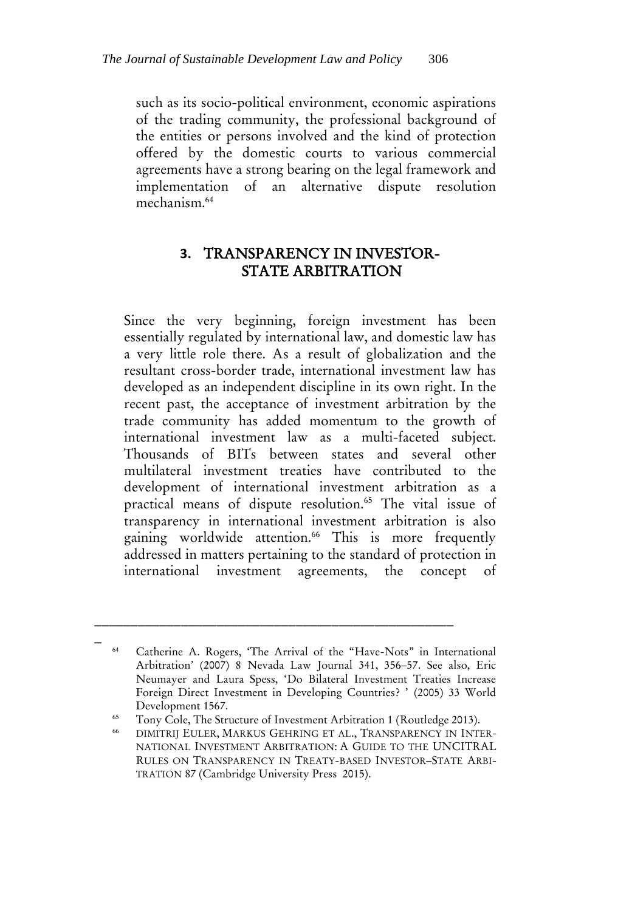such as its socio-political environment, economic aspirations of the trading community, the professional background of the entities or persons involved and the kind of protection offered by the domestic courts to various commercial agreements have a strong bearing on the legal framework and implementation of an alternative dispute resolution mechanism.[64]

## 3. TRANSPARENCY IN INVESTOR-STATE ARBITRATION

Since the very beginning, foreign investment has been essentially regulated by international law, and domestic law has a very little role there. As a result of globalization and the resultant cross-border trade, international investment law has developed as an independent discipline in its own right. In the recent past, the acceptance of investment arbitration by the trade community has added momentum to the growth of international investment law as a multi-faceted subject. Thousands of BITs between states and several other multilateral investment treaties have contributed to the development of international investment arbitration as a practical means of dispute resolution.[65] The vital issue of transparency in international investment arbitration is also gaining worldwide attention.[66] This is more frequently addressed in matters pertaining to the standard of protection in international investment agreements, the concept of

---

[64] Catherine A. Rogers, 'The Arrival of the "Have-Nots" in International Arbitration' (2007) 8 Nevada Law Journal 341, 356–57. See also, Eric Neumayer and Laura Spess, 'Do Bilateral Investment Treaties Increase Foreign Direct Investment in Developing Countries? ' (2005) 33 World Development 1567.

[65] Tony Cole, The Structure of Investment Arbitration 1 (Routledge 2013).

[66] DIMITRIJ EULER, MARKUS GEHRING ET AL., TRANSPARENCY IN INTERNATIONAL INVESTMENT ARBITRATION: A GUIDE TO THE UNCITRAL RULES ON TRANSPARENCY IN TREATY-BASED INVESTOR–STATE ARBITRATION 87 (Cambridge University Press 2015).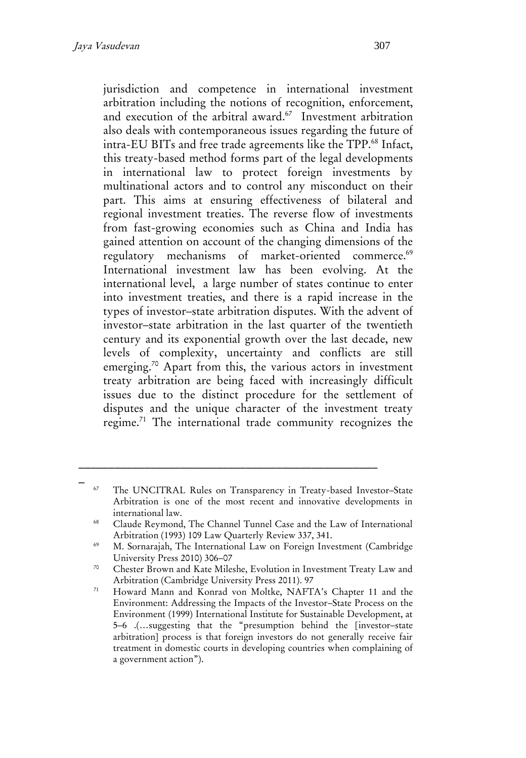jurisdiction and competence in international investment arbitration including the notions of recognition, enforcement, and execution of the arbitral award.[67] Investment arbitration also deals with contemporaneous issues regarding the future of intra-EU BITs and free trade agreements like the TPP.[68] Infact, this treaty-based method forms part of the legal developments in international law to protect foreign investments by multinational actors and to control any misconduct on their part. This aims at ensuring effectiveness of bilateral and regional investment treaties. The reverse flow of investments from fast-growing economies such as China and India has gained attention on account of the changing dimensions of the regulatory mechanisms of market-oriented commerce.[69] International investment law has been evolving. At the international level, a large number of states continue to enter into investment treaties, and there is a rapid increase in the types of investor–state arbitration disputes. With the advent of investor–state arbitration in the last quarter of the twentieth century and its exponential growth over the last decade, new levels of complexity, uncertainty and conflicts are still emerging.[70] Apart from this, the various actors in investment treaty arbitration are being faced with increasingly difficult issues due to the distinct procedure for the settlement of disputes and the unique character of the investment treaty regime.[71] The international trade community recognizes the

---

[67] The UNCITRAL Rules on Transparency in Treaty-based Investor–State Arbitration is one of the most recent and innovative developments in international law.

[68] Claude Reymond, The Channel Tunnel Case and the Law of International Arbitration (1993) 109 Law Quarterly Review 337, 341.

[69] M. Sornarajah, The International Law on Foreign Investment (Cambridge University Press 2010) 306–07

[70] Chester Brown and Kate Mileshe, Evolution in Investment Treaty Law and Arbitration (Cambridge University Press 2011). 97

[71] Howard Mann and Konrad von Moltke, NAFTA's Chapter 11 and the Environment: Addressing the Impacts of the Investor–State Process on the Environment (1999) International Institute for Sustainable Development, at 5–6 .(…suggesting that the "presumption behind the [investor–state arbitration] process is that foreign investors do not generally receive fair treatment in domestic courts in developing countries when complaining of a government action").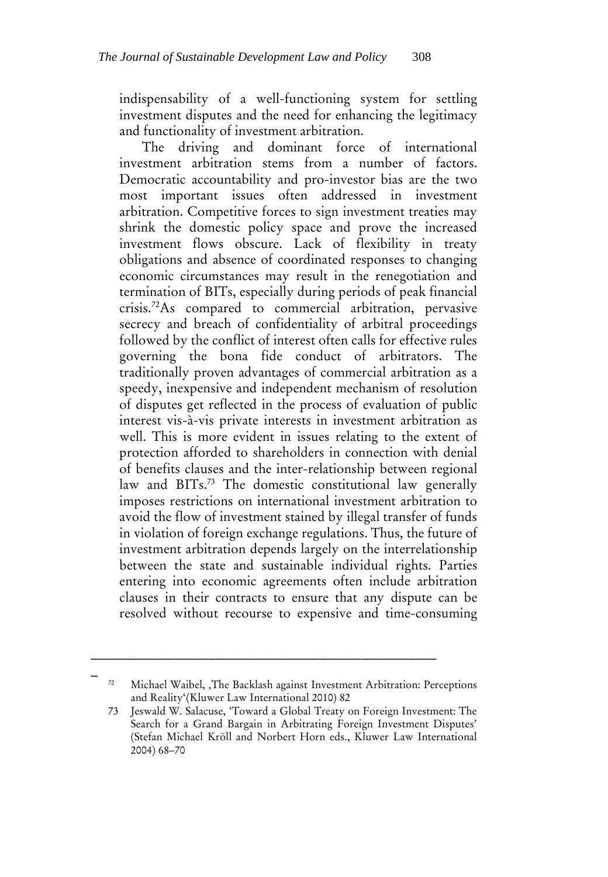indispensability of a well-functioning system for settling investment disputes and the need for enhancing the legitimacy and functionality of investment arbitration.

The driving and dominant force of international investment arbitration stems from a number of factors. Democratic accountability and pro-investor bias are the two most important issues often addressed in investment arbitration. Competitive forces to sign investment treaties may shrink the domestic policy space and prove the increased investment flows obscure. Lack of flexibility in treaty obligations and absence of coordinated responses to changing economic circumstances may result in the renegotiation and termination of BITs, especially during periods of peak financial crisis.[72]As compared to commercial arbitration, pervasive secrecy and breach of confidentiality of arbitral proceedings followed by the conflict of interest often calls for effective rules governing the bona fide conduct of arbitrators. The traditionally proven advantages of commercial arbitration as a speedy, inexpensive and independent mechanism of resolution of disputes get reflected in the process of evaluation of public interest vis-à-vis private interests in investment arbitration as well. This is more evident in issues relating to the extent of protection afforded to shareholders in connection with denial of benefits clauses and the inter-relationship between regional law and BITs.[73] The domestic constitutional law generally imposes restrictions on international investment arbitration to avoid the flow of investment stained by illegal transfer of funds in violation of foreign exchange regulations. Thus, the future of investment arbitration depends largely on the interrelationship between the state and sustainable individual rights. Parties entering into economic agreements often include arbitration clauses in their contracts to ensure that any dispute can be resolved without recourse to expensive and time-consuming

---

[72] Michael Waibel, ‚The Backlash against Investment Arbitration: Perceptions and Reality'(Kluwer Law International 2010) 82

[73] Jeswald W. Salacuse, 'Toward a Global Treaty on Foreign Investment: The Search for a Grand Bargain in Arbitrating Foreign Investment Disputes' (Stefan Michael Kröll and Norbert Horn eds., Kluwer Law International 2004) 68–70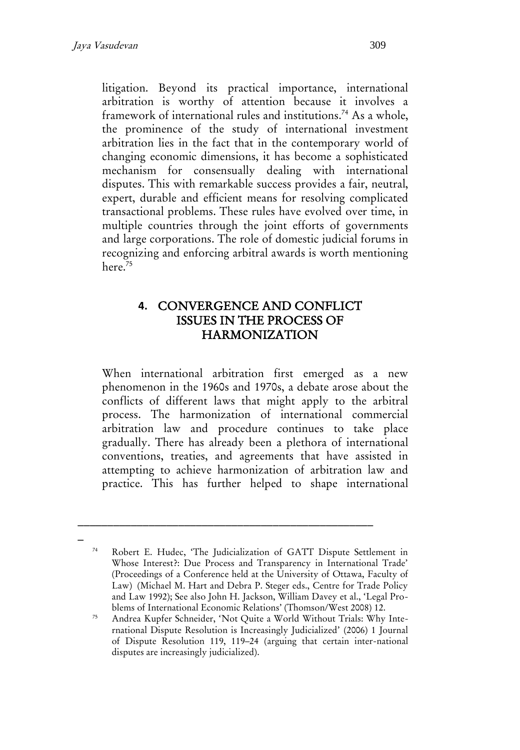litigation. Beyond its practical importance, international arbitration is worthy of attention because it involves a framework of international rules and institutions.[74] As a whole, the prominence of the study of international investment arbitration lies in the fact that in the contemporary world of changing economic dimensions, it has become a sophisticated mechanism for consensually dealing with international disputes. This with remarkable success provides a fair, neutral, expert, durable and efficient means for resolving complicated transactional problems. These rules have evolved over time, in multiple countries through the joint efforts of governments and large corporations. The role of domestic judicial forums in recognizing and enforcing arbitral awards is worth mentioning here.[75]

## 4. CONVERGENCE AND CONFLICT ISSUES IN THE PROCESS OF HARMONIZATION

When international arbitration first emerged as a new phenomenon in the 1960s and 1970s, a debate arose about the conflicts of different laws that might apply to the arbitral process. The harmonization of international commercial arbitration law and procedure continues to take place gradually. There has already been a plethora of international conventions, treaties, and agreements that have assisted in attempting to achieve harmonization of arbitration law and practice. This has further helped to shape international

---

[74] Robert E. Hudec, 'The Judicialization of GATT Dispute Settlement in Whose Interest?: Due Process and Transparency in International Trade' (Proceedings of a Conference held at the University of Ottawa, Faculty of Law) (Michael M. Hart and Debra P. Steger eds., Centre for Trade Policy and Law 1992); See also John H. Jackson, William Davey et al., 'Legal Problems of International Economic Relations' (Thomson/West 2008) 12.

[75] Andrea Kupfer Schneider, 'Not Quite a World Without Trials: Why International Dispute Resolution is Increasingly Judicialized' (2006) 1 Journal of Dispute Resolution 119, 119–24 (arguing that certain inter-national disputes are increasingly judicialized).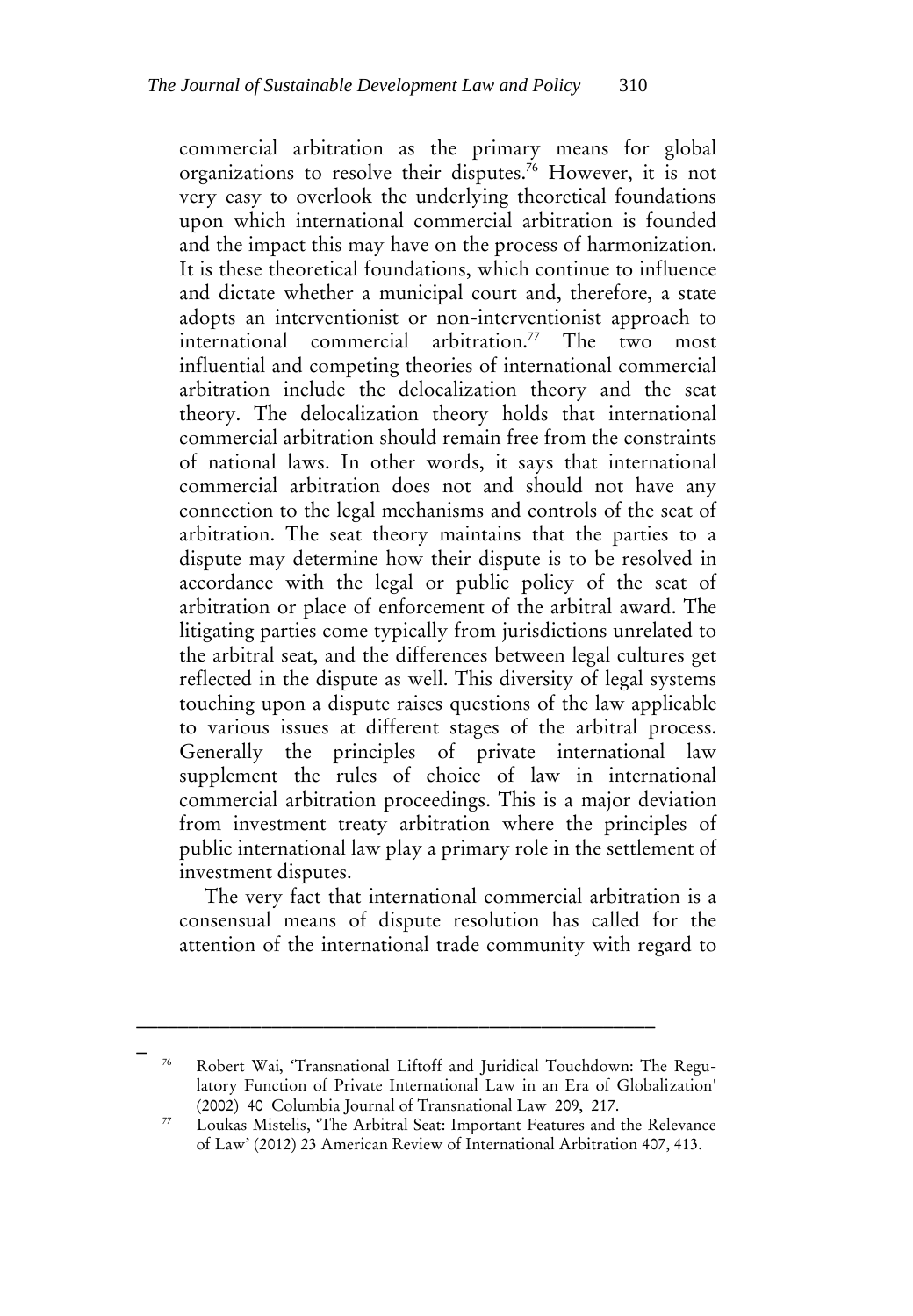commercial arbitration as the primary means for global organizations to resolve their disputes.[76] However, it is not very easy to overlook the underlying theoretical foundations upon which international commercial arbitration is founded and the impact this may have on the process of harmonization. It is these theoretical foundations, which continue to influence and dictate whether a municipal court and, therefore, a state adopts an interventionist or non-interventionist approach to international commercial arbitration.[77] The two most influential and competing theories of international commercial arbitration include the delocalization theory and the seat theory. The delocalization theory holds that international commercial arbitration should remain free from the constraints of national laws. In other words, it says that international commercial arbitration does not and should not have any connection to the legal mechanisms and controls of the seat of arbitration. The seat theory maintains that the parties to a dispute may determine how their dispute is to be resolved in accordance with the legal or public policy of the seat of arbitration or place of enforcement of the arbitral award. The litigating parties come typically from jurisdictions unrelated to the arbitral seat, and the differences between legal cultures get reflected in the dispute as well. This diversity of legal systems touching upon a dispute raises questions of the law applicable to various issues at different stages of the arbitral process. Generally the principles of private international law supplement the rules of choice of law in international commercial arbitration proceedings. This is a major deviation from investment treaty arbitration where the principles of public international law play a primary role in the settlement of investment disputes.

The very fact that international commercial arbitration is a consensual means of dispute resolution has called for the attention of the international trade community with regard to

---

[76] Robert Wai, 'Transnational Liftoff and Juridical Touchdown: The Regulatory Function of Private International Law in an Era of Globalization' (2002) 40 Columbia Journal of Transnational Law 209, 217.

[77] Loukas Mistelis, 'The Arbitral Seat: Important Features and the Relevance of Law' (2012) 23 American Review of International Arbitration 407, 413.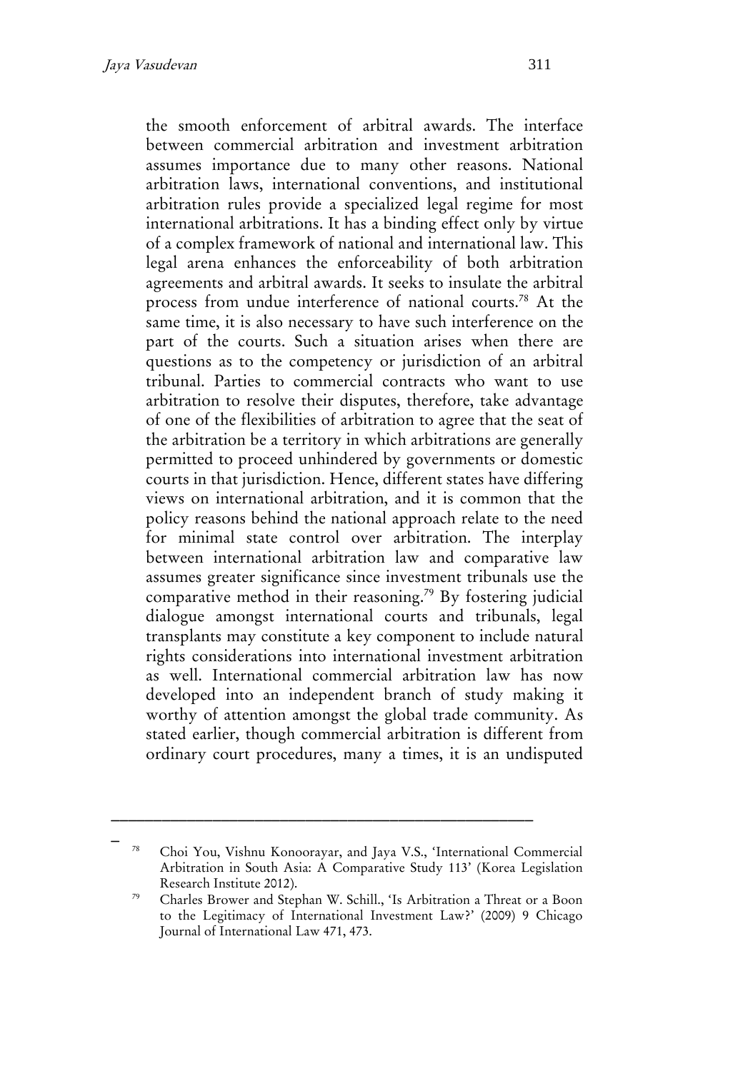the smooth enforcement of arbitral awards. The interface between commercial arbitration and investment arbitration assumes importance due to many other reasons. National arbitration laws, international conventions, and institutional arbitration rules provide a specialized legal regime for most international arbitrations. It has a binding effect only by virtue of a complex framework of national and international law. This legal arena enhances the enforceability of both arbitration agreements and arbitral awards. It seeks to insulate the arbitral process from undue interference of national courts.[78] At the same time, it is also necessary to have such interference on the part of the courts. Such a situation arises when there are questions as to the competency or jurisdiction of an arbitral tribunal. Parties to commercial contracts who want to use arbitration to resolve their disputes, therefore, take advantage of one of the flexibilities of arbitration to agree that the seat of the arbitration be a territory in which arbitrations are generally permitted to proceed unhindered by governments or domestic courts in that jurisdiction. Hence, different states have differing views on international arbitration, and it is common that the policy reasons behind the national approach relate to the need for minimal state control over arbitration. The interplay between international arbitration law and comparative law assumes greater significance since investment tribunals use the comparative method in their reasoning.[79] By fostering judicial dialogue amongst international courts and tribunals, legal transplants may constitute a key component to include natural rights considerations into international investment arbitration as well. International commercial arbitration law has now developed into an independent branch of study making it worthy of attention amongst the global trade community. As stated earlier, though commercial arbitration is different from ordinary court procedures, many a times, it is an undisputed

---

[78] Choi You, Vishnu Konoorayar, and Jaya V.S., 'International Commercial Arbitration in South Asia: A Comparative Study 113' (Korea Legislation Research Institute 2012).

[79] Charles Brower and Stephan W. Schill., 'Is Arbitration a Threat or a Boon to the Legitimacy of International Investment Law?' (2009) 9 Chicago Journal of International Law 471, 473.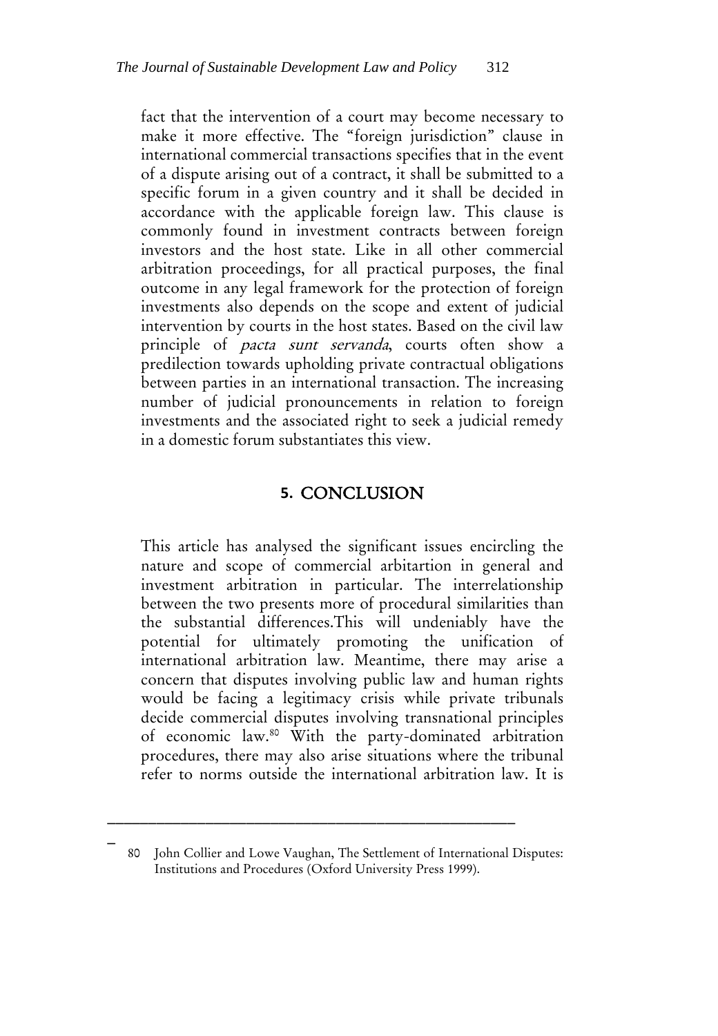fact that the intervention of a court may become necessary to make it more effective. The "foreign jurisdiction" clause in international commercial transactions specifies that in the event of a dispute arising out of a contract, it shall be submitted to a specific forum in a given country and it shall be decided in accordance with the applicable foreign law. This clause is commonly found in investment contracts between foreign investors and the host state. Like in all other commercial arbitration proceedings, for all practical purposes, the final outcome in any legal framework for the protection of foreign investments also depends on the scope and extent of judicial intervention by courts in the host states. Based on the civil law principle of *pacta sunt servanda*, courts often show a predilection towards upholding private contractual obligations between parties in an international transaction. The increasing number of judicial pronouncements in relation to foreign investments and the associated right to seek a judicial remedy in a domestic forum substantiates this view.

## 5. CONCLUSION

This article has analysed the significant issues encircling the nature and scope of commercial arbitartion in general and investment arbitration in particular. The interrelationship between the two presents more of procedural similarities than the substantial differences.This will undeniably have the potential for ultimately promoting the unification of international arbitration law. Meantime, there may arise a concern that disputes involving public law and human rights would be facing a legitimacy crisis while private tribunals decide commercial disputes involving transnational principles of economic law.[80] With the party-dominated arbitration procedures, there may also arise situations where the tribunal refer to norms outside the international arbitration law. It is

---

80 John Collier and Lowe Vaughan, The Settlement of International Disputes: Institutions and Procedures (Oxford University Press 1999).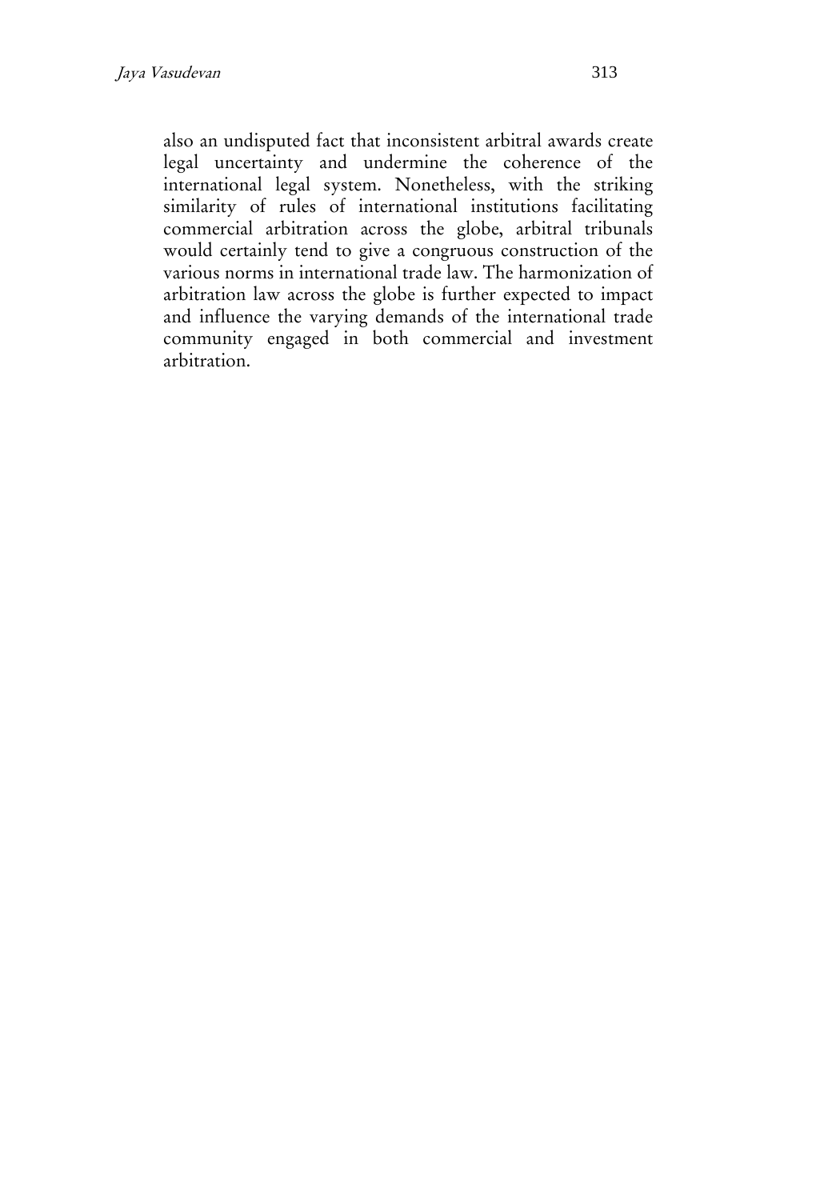also an undisputed fact that inconsistent arbitral awards create legal uncertainty and undermine the coherence of the international legal system. Nonetheless, with the striking similarity of rules of international institutions facilitating commercial arbitration across the globe, arbitral tribunals would certainly tend to give a congruous construction of the various norms in international trade law. The harmonization of arbitration law across the globe is further expected to impact and influence the varying demands of the international trade community engaged in both commercial and investment arbitration.